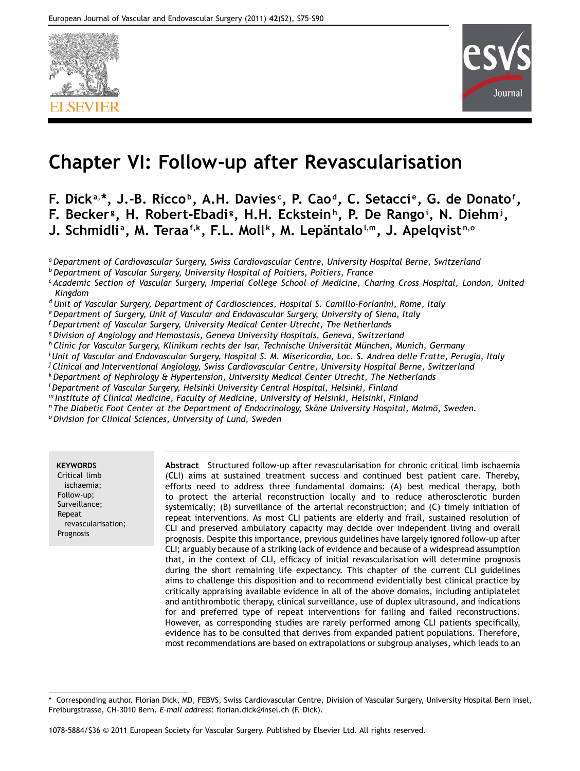# Chapter VI: Follow-up after Revascularisation

**F. Dick[a,*], J.-B. Ricco[b], A.H. Davies[c], P. Cao[d], C. Setacci[e], G. de Donato[f], F. Becker[g], H. Robert-Ebadi[g], H.H. Eckstein[h], P. De Rango[i], N. Diehm[j], J. Schmidli[a], M. Teraa[f,k], F.L. Moll[k], M. Lepäntalo[l,m], J. Apelqvist[n,o]**

[a] *Department of Cardiovascular Surgery, Swiss Cardiovascular Centre, University Hospital Berne, Switzerland*
[b] *Department of Vascular Surgery, University Hospital of Poitiers, Poitiers, France*
[c] *Academic Section of Vascular Surgery, Imperial College School of Medicine, Charing Cross Hospital, London, United Kingdom*
[d] *Unit of Vascular Surgery, Department of Cardiosciences, Hospital S. Camillo-Forlanini, Rome, Italy*
[e] *Department of Surgery, Unit of Vascular and Endovascular Surgery, University of Siena, Italy*
[f] *Department of Vascular Surgery, University Medical Center Utrecht, The Netherlands*
[g] *Division of Angiology and Hemostasis, Geneva University Hospitals, Geneva, Switzerland*
[h] *Clinic for Vascular Surgery, Klinikum rechts der Isar, Technische Universität München, Munich, Germany*
[i] *Unit of Vascular and Endovascular Surgery, Hospital S. M. Misericordia, Loc. S. Andrea delle Fratte, Perugia, Italy*
[j] *Clinical and Interventional Angiology, Swiss Cardiovascular Center, University Hospital Berne, Switzerland*
[k] *Department of Nephrology & Hypertension, University Medical Center Utrecht, The Netherlands*
[l] *Department of Vascular Surgery, Helsinki University Central Hospital, Helsinki, Finland*
[m] *Institute of Clinical Medicine, Faculty of Medicine, University of Helsinki, Helsinki, Finland*
[n] *The Diabetic Foot Center at the Department of Endocrinology, Skåne University Hospital, Malmö, Sweden.*
[o] *Division for Clinical Sciences, University of Lund, Sweden*

**KEYWORDS**
Critical limb ischaemia;
Follow-up;
Surveillance;
Repeat revascularisation;
Prognosis

**Abstract** Structured follow-up after revascularisation for chronic critical limb ischaemia (CLI) aims at sustained treatment success and continued best patient care. Thereby, efforts need to address three fundamental domains: (A) best medical therapy, both to protect the arterial reconstruction locally and to reduce atherosclerotic burden systemically; (B) surveillance of the arterial reconstruction; and (C) timely initiation of repeat interventions. As most CLI patients are elderly and frail, sustained resolution of CLI and preserved ambulatory capacity may decide over independent living and overall prognosis. Despite this importance, previous guidelines have largely ignored follow-up after CLI; arguably because of a striking lack of evidence and because of a widespread assumption that, in the context of CLI, efficacy of initial revascularisation will determine prognosis during the short remaining life expectancy. This chapter of the current CLI guidelines aims to challenge this disposition and to recommend evidentially best clinical practice by critically appraising available evidence in all of the above domains, including antiplatelet and antithrombotic therapy, clinical surveillance, use of duplex ultrasound, and indications for and preferred type of repeat interventions for failing and failed reconstructions. However, as corresponding studies are rarely performed among CLI patients specifically, evidence has to be consulted that derives from expanded patient populations. Therefore, most recommendations are based on extrapolations or subgroup analyses, which leads to an

\* Corresponding author. Florian Dick, MD, FEBVS, Swiss Cardiovascular Centre, Division of Vascular Surgery, University Hospital Bern Insel, Freiburgstrasse, CH-3010 Bern. *E-mail address*: florian.dick@insel.ch (F. Dick).

1078-5884/$36 © 2011 European Society for Vascular Surgery. Published by Elsevier Ltd. All rights reserved.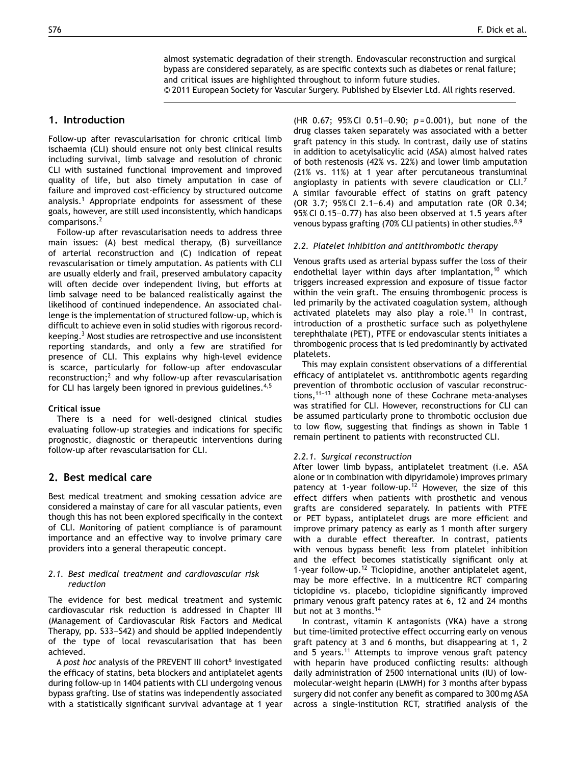almost systematic degradation of their strength. Endovascular reconstruction and surgical bypass are considered separately, as are specific contexts such as diabetes or renal failure; and critical issues are highlighted throughout to inform future studies.
© 2011 European Society for Vascular Surgery. Published by Elsevier Ltd. All rights reserved.

## 1. Introduction

Follow-up after revascularisation for chronic critical limb ischaemia (CLI) should ensure not only best clinical results including survival, limb salvage and resolution of chronic CLI with sustained functional improvement and improved quality of life, but also timely amputation in case of failure and improved cost-efficiency by structured outcome analysis.[1] Appropriate endpoints for assessment of these goals, however, are still used inconsistently, which handicaps comparisons.[2]

Follow-up after revascularisation needs to address three main issues: (A) best medical therapy, (B) surveillance of arterial reconstruction and (C) indication of repeat revascularisation or timely amputation. As patients with CLI are usually elderly and frail, preserved ambulatory capacity will often decide over independent living, but efforts at limb salvage need to be balanced realistically against the likelihood of continued independence. An associated challenge is the implementation of structured follow-up, which is difficult to achieve even in solid studies with rigorous record-keeping.[3] Most studies are retrospective and use inconsistent reporting standards, and only a few are stratified for presence of CLI. This explains why high-level evidence is scarce, particularly for follow-up after endovascular reconstruction;[2] and why follow-up after revascularisation for CLI has largely been ignored in previous guidelines.[4,5]

**Critical issue**

There is a need for well-designed clinical studies evaluating follow-up strategies and indications for specific prognostic, diagnostic or therapeutic interventions during follow-up after revascularisation for CLI.

## 2. Best medical care

Best medical treatment and smoking cessation advice are considered a mainstay of care for all vascular patients, even though this has not been explored specifically in the context of CLI. Monitoring of patient compliance is of paramount importance and an effective way to involve primary care providers into a general therapeutic concept.

### 2.1. Best medical treatment and cardiovascular risk reduction

The evidence for best medical treatment and systemic cardiovascular risk reduction is addressed in Chapter III (Management of Cardiovascular Risk Factors and Medical Therapy, pp. S33–S42) and should be applied independently of the type of local revascularisation that has been achieved.

A *post hoc* analysis of the PREVENT III cohort[6] investigated the efficacy of statins, beta blockers and antiplatelet agents during follow-up in 1404 patients with CLI undergoing venous bypass grafting. Use of statins was independently associated with a statistically significant survival advantage at 1 year (HR 0.67; 95% CI 0.51–0.90; $p = 0.001$), but none of the drug classes taken separately was associated with a better graft patency in this study. In contrast, daily use of statins in addition to acetylsalicylic acid (ASA) almost halved rates of both restenosis (42% vs. 22%) and lower limb amputation (21% vs. 11%) at 1 year after percutaneous transluminal angioplasty in patients with severe claudication or CLI.[7] A similar favourable effect of statins on graft patency (OR 3.7; 95% CI 2.1–6.4) and amputation rate (OR 0.34; 95% CI 0.15–0.77) has also been observed at 1.5 years after venous bypass grafting (70% CLI patients) in other studies.[8,9]

### 2.2. Platelet inhibition and antithrombotic therapy

Venous grafts used as arterial bypass suffer the loss of their endothelial layer within days after implantation,[10] which triggers increased expression and exposure of tissue factor within the vein graft. The ensuing thrombogenic process is led primarily by the activated coagulation system, although activated platelets may also play a role.[11] In contrast, introduction of a prosthetic surface such as polyethylene terephthalate (PET), PTFE or endovascular stents initiates a thrombogenic process that is led predominantly by activated platelets.

This may explain consistent observations of a differential efficacy of antiplatelet vs. antithrombotic agents regarding prevention of thrombotic occlusion of vascular reconstructions,[11–13] although none of these Cochrane meta-analyses was stratified for CLI. However, reconstructions for CLI can be assumed particularly prone to thrombotic occlusion due to low flow, suggesting that findings as shown in Table 1 remain pertinent to patients with reconstructed CLI.

#### 2.2.1. Surgical reconstruction

After lower limb bypass, antiplatelet treatment (i.e. ASA alone or in combination with dipyridamole) improves primary patency at 1-year follow-up.[12] However, the size of this effect differs when patients with prosthetic and venous grafts are considered separately. In patients with PTFE or PET bypass, antiplatelet drugs are more efficient and improve primary patency as early as 1 month after surgery with a durable effect thereafter. In contrast, patients with venous bypass benefit less from platelet inhibition and the effect becomes statistically significant only at 1-year follow-up.[12] Ticlopidine, another antiplatelet agent, may be more effective. In a multicentre RCT comparing ticlopidine vs. placebo, ticlopidine significantly improved primary venous graft patency rates at 6, 12 and 24 months but not at 3 months.[14]

In contrast, vitamin K antagonists (VKA) have a strong but time-limited protective effect occurring early on venous graft patency at 3 and 6 months, but disappearing at 1, 2 and 5 years.[11] Attempts to improve venous graft patency with heparin have produced conflicting results: although daily administration of 2500 international units (IU) of low-molecular-weight heparin (LMWH) for 3 months after bypass surgery did not confer any benefit as compared to 300 mg ASA across a single-institution RCT, stratified analysis of the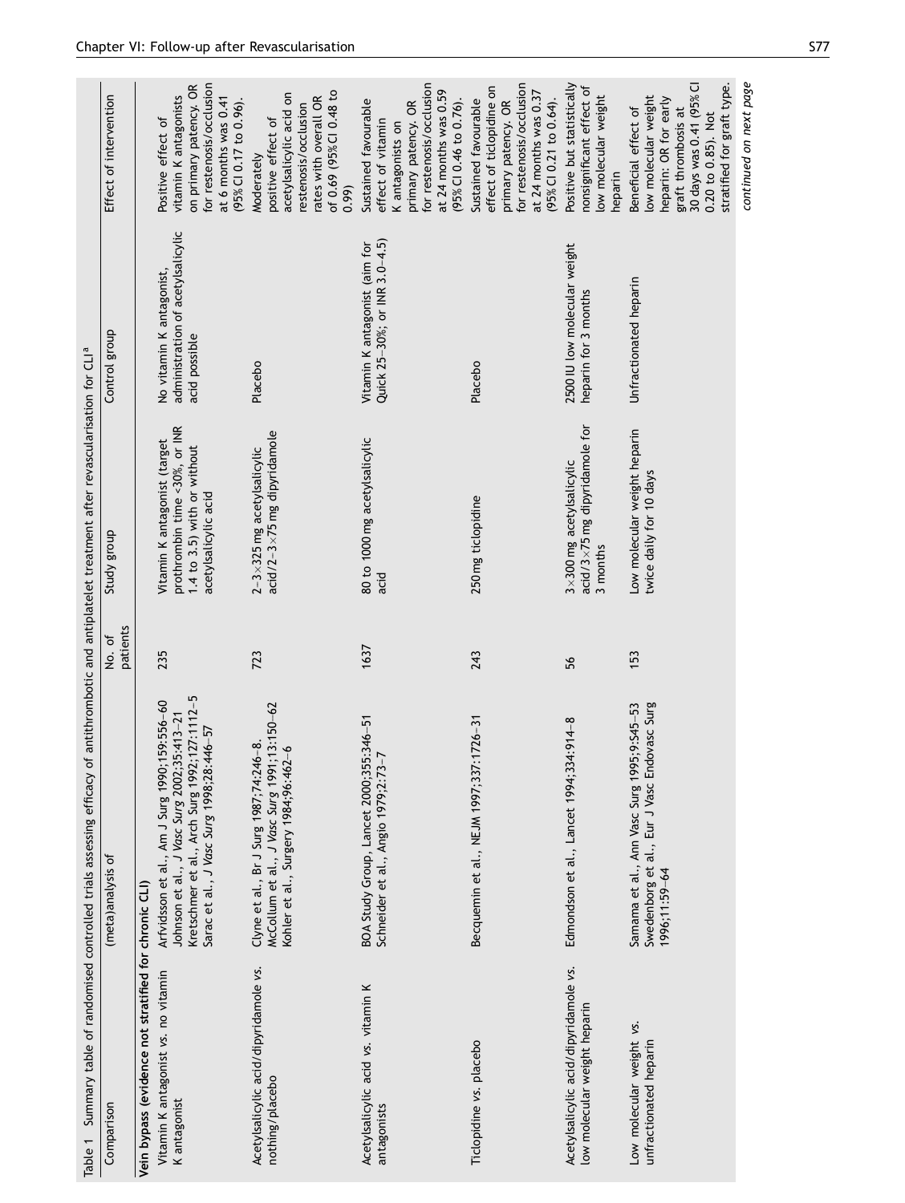Table 1 Summary table of randomised controlled trials assessing efficacy of antithrombotic and antiplatelet treatment after revascularisation for CLI[a]

| Comparison | (meta)analysis of | No. of patients | Study group | Control group | Effect of intervention |
|---|---|---|---|---|---|
| **Vein bypass (evidence not stratified for chronic CLI)** | | | | | |
| Vitamin K antagonist vs. no vitamin K antagonist | Arfvidsson et al., Am J Surg 1990;159:556–60<br>Johnson et al., *J Vasc Surg* 2002;35:413–21<br>Kretschmer et al., Arch Surg 1992;127:1112–5<br>Sarac et al., *J Vasc Surg* 1998;28:446–57 | 235 | Vitamin K antagonist (target prothrombin time <30%, or INR 1.4 to 3.5) with or without acetylsalicylic acid | No vitamin K antagonist, administration of acetylsalicylic acid possible | Positive effect of vitamin K antagonists on primary patency. OR for restenosis/occlusion at 6 months was 0.41 (95% CI 0.17 to 0.96). |
| Acetylsalicylic acid/dipyridamole vs. nothing/placebo | Clyne et al., Br J Surg 1987;74:246–8.<br>McCollum et al., *J Vasc Surg* 1991;13:150–62<br>Kohler et al., Surgery 1984;96:462–6 | 723 | 2–3×325 mg acetylsalicylic acid/2–3×75 mg dipyridamole | Placebo | Moderately positive effect of acetylsalicylic acid on restenosis/occlusion rates with overall OR of 0.69 (95% CI 0.48 to 0.99) |
| Acetylsalicylic acid vs. vitamin K antagonists | BOA Study Group, Lancet 2000;355:346–51<br>Schneider et al., Angio 1979;2:73–7 | 1637 | 80 to 1000 mg acetylsalicylic acid | Vitamin K antagonist (aim for Quick 25–30%; or INR 3.0–4.5) | Sustained favourable effect of vitamin K antagonists on primary patency. OR for restenosis/occlusion at 24 months was 0.59 (95% CI 0.46 to 0.76). |
| Ticlopidine vs. placebo | Becquemin et al., NEJM 1997;337:1726–31 | 243 | 250 mg ticlopidine | Placebo | Sustained favourable effect of ticlopidine on primary patency. OR for restenosis/occlusion at 24 months was 0.37 (95% CI 0.21 to 0.64). |
| Acetylsalicylic acid/dipyridamole vs. low molecular weight heparin | Edmondson et al., Lancet 1994;334:914–8 | 56 | 3×300 mg acetylsalicylic acid/3×75 mg dipyridamole for 3 months | 2500 IU low molecular weight heparin for 3 months | Positive but statistically nonsignificant effect of low molecular weight heparin |
| Low molecular weight vs. unfractionated heparin | Samama et al., Ann Vasc Surg 1995;9:S45–53<br>Swedenborg et al., Eur J Vasc Endovasc Surg 1996;11:59–64 | 153 | Low molecular weight heparin twice daily for 10 days | Unfractionated heparin | Beneficial effect of low molecular weight heparin: OR for early graft thrombosis at 30 days was 0.41 (95% CI 0.20 to 0.85). Not stratified for graft type. |

*continued on next page*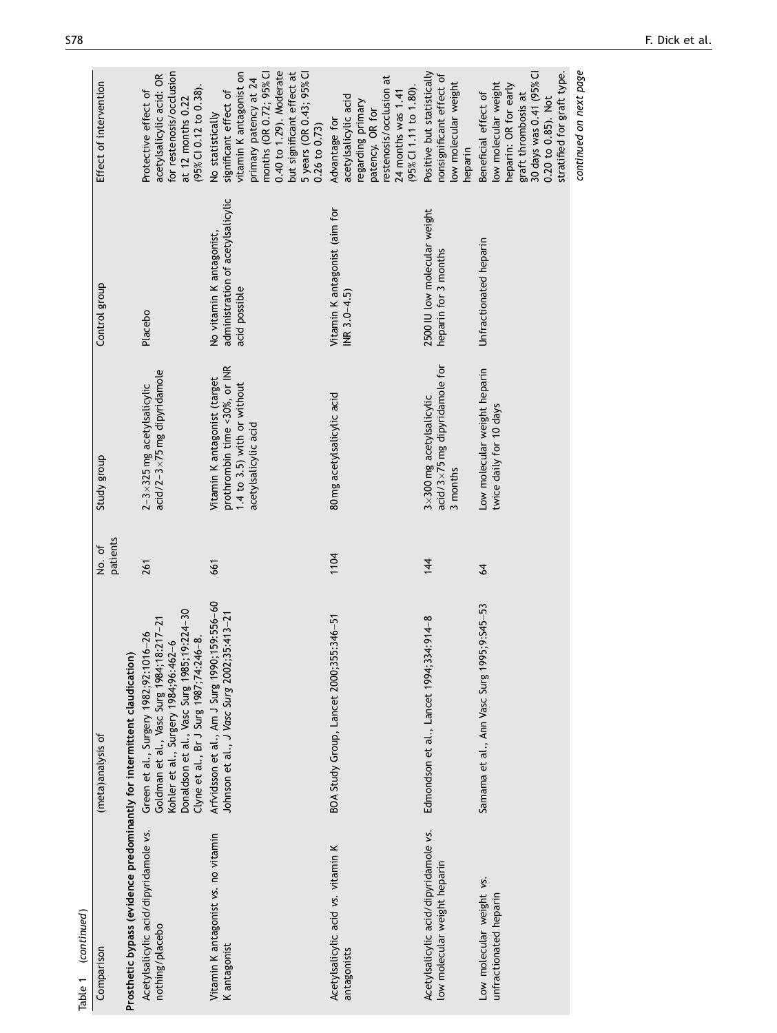Table 1 (continued)

| Comparison | (meta)analysis of | No. of patients | Study group | Control group | Effect of intervention |
|---|---|---|---|---|---|
| **Prosthetic bypass (evidence predominantly for intermittent claudication)** | | | | | |
| Acetylsalicylic acid/dipyridamole vs. nothing/placebo | Green et al., Surgery 1982;92:1016–26<br>Goldman et al., Vasc Surg 1984;18:217–21<br>Kohler et al., Surgery 1984;96:462–6<br>Donaldson et al., Vasc Surg 1985;19:224–30<br>Clyne et al., Br J Surg 1987;74:246–8. | 261 | 2–3×325 mg acetylsalicylic acid/2–3×75 mg dipyridamole | Placebo | Protective effect of acetylsalicylic acid: OR for restenosis/occlusion at 12 months 0.22 (95% CI 0.12 to 0.38). |
| Vitamin K antagonist vs. no vitamin K antagonist | Arfvidsson et al., Am J Surg 1990;159:556–60<br>Johnson et al., *J Vasc Surg* 2002;35:413–21 | 661 | Vitamin K antagonist (target prothrombin time <30%, or INR 1.4 to 3.5) with or without acetylsalicylic acid | No vitamin K antagonist, administration of acetylsalicylic acid possible | No statistically significant effect of vitamin K antagonist on primary patency at 24 months (OR 0.72; 95% CI 0.40 to 1.29). Moderate but significant effect at 5 years (OR 0.43; 95% CI 0.26 to 0.73) |
| Acetylsalicylic acid vs. vitamin K antagonists | BOA Study Group, Lancet 2000;355:346–51 | 1104 | 80 mg acetylsalicylic acid | Vitamin K antagonist (aim for INR 3.0–4.5) | Advantage for acetylsalicylic acid regarding primary patency. OR for restenosis/occlusion at 24 months was 1.41 (95% CI 1.11 to 1.80). |
| Acetylsalicylic acid/dipyridamole vs. low molecular weight heparin | Edmondson et al., Lancet 1994;334:914–8 | 144 | 3×300 mg acetylsalicylic acid/3×75 mg dipyridamole for 3 months | 2500 IU low molecular weight heparin for 3 months | Positive but statistically nonsignificant effect of low molecular weight heparin |
| Low molecular weight vs. unfractionated heparin | Samama et al., Ann Vasc Surg 1995;9:S45–53 | 64 | Low molecular weight heparin twice daily for 10 days | Unfractionated heparin | Beneficial effect of low molecular weight heparin: OR for early graft thrombosis at 30 days was 0.41 (95% CI 0.20 to 0.85). Not stratified for graft type. |

*continued on next page*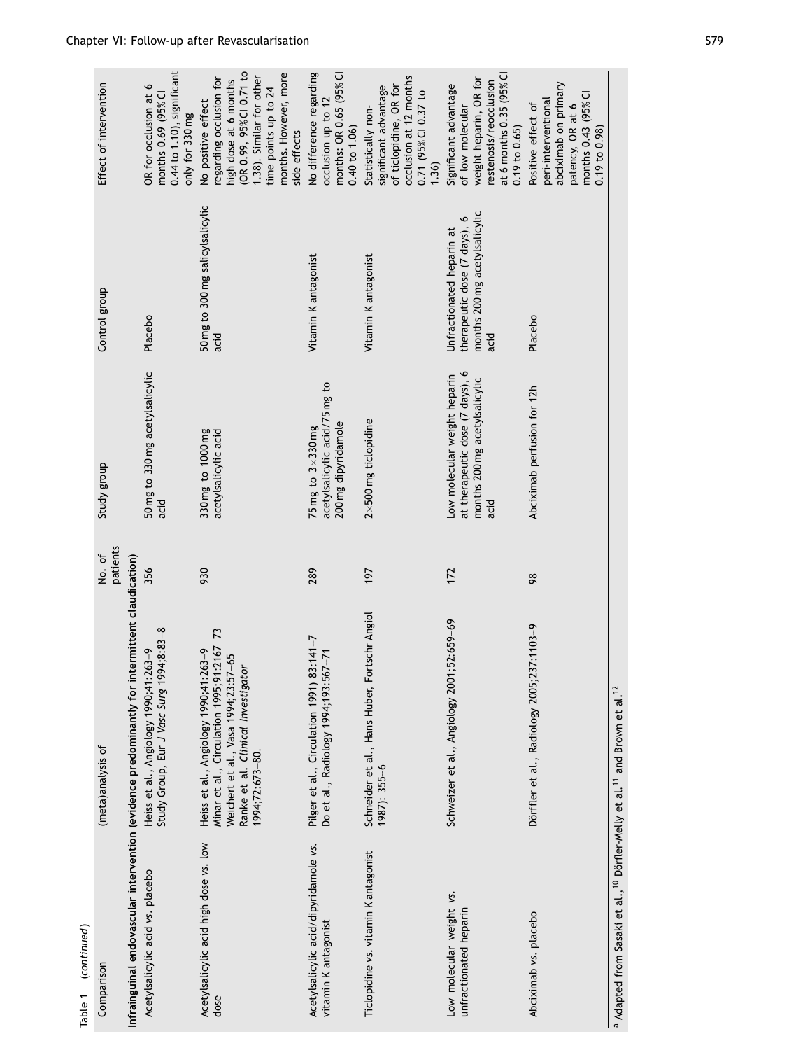Table 1 (continued)

| Comparison | (meta)analysis of | No. of patients | Study group | Control group | Effect of intervention |
|---|---|---|---|---|---|
| **Infrainguinal endovascular intervention (evidence predominantly for intermittent claudication)** | | | | | |
| Acetylsalicylic acid vs. placebo | Heiss et al., Angiology 1990;41:263–9<br>Study Group, Eur *J Vasc Surg* 1994;8:83–8 | 356 | 50 mg to 330 mg acetylsalicylic acid | Placebo | OR for occlusion at 6 months 0.69 (95% CI 0.44 to 1.10), significant only for 330 mg |
| Acetylsalicylic acid high dose vs. low dose | Heiss et al., Angiology 1990;41:263–9<br>Minar et al., Circulation 1995;91:2167–73<br>Weichert et al., Vasa 1994;23:57–65<br>Ranke et al. *Clinical Investigator* 1994;72:673–80. | 930 | 330 mg to 1000 mg acetylsalicylic acid | 50 mg to 300 mg salicylsalicylic acid | No positive effect regarding occlusion for high dose at 6 months (OR 0.99, 95% CI 0.71 to 1.38). Similar for other time points up to 24 months. However, more side effects |
| Acetylsalicylic acid/dipyridamole vs. vitamin K antagonist | Pilger et al., Circulation 1991) 83:141–7<br>Do et al., Radiology 1994;193:567–71 | 289 | 75 mg to 3×330 mg acetylsalicylic acid/75 mg to 200 mg dipyridamole | Vitamin K antagonist | No difference regarding occlusion up to 12 months: OR 0.65 (95% CI 0.40 to 1.06) |
| Ticlopidine vs. vitamin K antagonist | Schneider et al., Hans Huber, Fortschr Angiol 1987): 355–6 | 197 | 2×500 mg ticlopidine | Vitamin K antagonist | Statistically non-significant advantage of ticlopidine, OR for occlusion at 12 months 0.71 (95% CI 0.37 to 1.36) |
| Low molecular weight vs. unfractionated heparin | Schweizer et al., Angiology 2001;52:659–69 | 172 | Low molecular weight heparin at therapeutic dose (7 days), 6 months 200 mg acetylsalicylic acid | Unfractionated heparin at therapeutic dose (7 days), 6 months 200 mg acetylsalicylic acid | Significant advantage of low molecular weight heparin, OR for restenosis/reocclusion at 6 months 0.35 (95% CI 0.19 to 0.65) |
| Abciximab vs. placebo | Dörffler et al., Radiology 2005;237:1103–9 | 98 | Abciximab perfusion for 12h | Placebo | Positive effect of peri-interventional abciximab on primary patency, OR at 6 months 0.43 (95% CI 0.19 to 0.98) |

[a] Adapted from Sasaki et al.,[10] Dörfler-Melly et al.[11] and Brown et al.[12]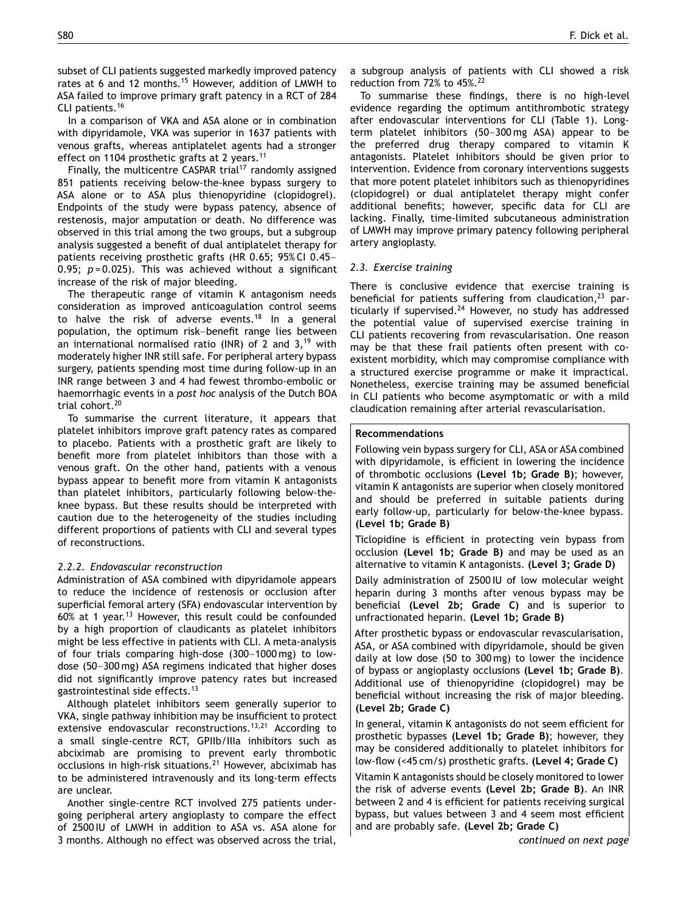subset of CLI patients suggested markedly improved patency rates at 6 and 12 months.[15] However, addition of LMWH to ASA failed to improve primary graft patency in a RCT of 284 CLI patients.[16]

In a comparison of VKA and ASA alone or in combination with dipyridamole, VKA was superior in 1637 patients with venous grafts, whereas antiplatelet agents had a stronger effect on 1104 prosthetic grafts at 2 years.[11]

Finally, the multicentre CASPAR trial[17] randomly assigned 851 patients receiving below-the-knee bypass surgery to ASA alone or to ASA plus thienopyridine (clopidogrel). Endpoints of the study were bypass patency, absence of restenosis, major amputation or death. No difference was observed in this trial among the two groups, but a subgroup analysis suggested a benefit of dual antiplatelet therapy for patients receiving prosthetic grafts (HR 0.65; 95% CI 0.45–0.95; $p = 0.025$). This was achieved without a significant increase of the risk of major bleeding.

The therapeutic range of vitamin K antagonism needs consideration as improved anticoagulation control seems to halve the risk of adverse events.[18] In a general population, the optimum risk–benefit range lies between an international normalised ratio (INR) of 2 and 3,[19] with moderately higher INR still safe. For peripheral artery bypass surgery, patients spending most time during follow-up in an INR range between 3 and 4 had fewest thrombo-embolic or haemorrhagic events in a *post hoc* analysis of the Dutch BOA trial cohort.[20]

To summarise the current literature, it appears that platelet inhibitors improve graft patency rates as compared to placebo. Patients with a prosthetic graft are likely to benefit more from platelet inhibitors than those with a venous graft. On the other hand, patients with a venous bypass appear to benefit more from vitamin K antagonists than platelet inhibitors, particularly following below-the-knee bypass. But these results should be interpreted with caution due to the heterogeneity of the studies including different proportions of patients with CLI and several types of reconstructions.

#### 2.2.2. Endovascular reconstruction

Administration of ASA combined with dipyridamole appears to reduce the incidence of restenosis or occlusion after superficial femoral artery (SFA) endovascular intervention by 60% at 1 year.[13] However, this result could be confounded by a high proportion of claudicants as platelet inhibitors might be less effective in patients with CLI. A meta-analysis of four trials comparing high-dose (300–1000 mg) to low-dose (50–300 mg) ASA regimens indicated that higher doses did not significantly improve patency rates but increased gastrointestinal side effects.[13]

Although platelet inhibitors seem generally superior to VKA, single pathway inhibition may be insufficient to protect extensive endovascular reconstructions.[13,21] According to a small single-centre RCT, GPIIb/IIIa inhibitors such as abciximab are promising to prevent early thrombotic occlusions in high-risk situations.[21] However, abciximab has to be administered intravenously and its long-term effects are unclear.

Another single-centre RCT involved 275 patients undergoing peripheral artery angioplasty to compare the effect of 2500 IU of LMWH in addition to ASA vs. ASA alone for 3 months. Although no effect was observed across the trial, a subgroup analysis of patients with CLI showed a risk reduction from 72% to 45%.[22]

To summarise these findings, there is no high-level evidence regarding the optimum antithrombotic strategy after endovascular interventions for CLI (Table 1). Long-term platelet inhibitors (50–300 mg ASA) appear to be the preferred drug therapy compared to vitamin K antagonists. Platelet inhibitors should be given prior to intervention. Evidence from coronary interventions suggests that more potent platelet inhibitors such as thienopyridines (clopidogrel) or dual antiplatelet therapy might confer additional benefits; however, specific data for CLI are lacking. Finally, time-limited subcutaneous administration of LMWH may improve primary patency following peripheral artery angioplasty.

### 2.3. Exercise training

There is conclusive evidence that exercise training is beneficial for patients suffering from claudication,[23] particularly if supervised.[24] However, no study has addressed the potential value of supervised exercise training in CLI patients recovering from revascularisation. One reason may be that these frail patients often present with co-existent morbidity, which may compromise compliance with a structured exercise programme or make it impractical. Nonetheless, exercise training may be assumed beneficial in CLI patients who become asymptomatic or with a mild claudication remaining after arterial revascularisation.

**Recommendations**

Following vein bypass surgery for CLI, ASA or ASA combined with dipyridamole, is efficient in lowering the incidence of thrombotic occlusions **(Level 1b; Grade B)**; however, vitamin K antagonists are superior when closely monitored and should be preferred in suitable patients during early follow-up, particularly for below-the-knee bypass. **(Level 1b; Grade B)**

Ticlopidine is efficient in protecting vein bypass from occlusion **(Level 1b; Grade B)** and may be used as an alternative to vitamin K antagonists. **(Level 3; Grade D)**

Daily administration of 2500 IU of low molecular weight heparin during 3 months after venous bypass may be beneficial **(Level 2b; Grade C)** and is superior to unfractionated heparin. **(Level 1b; Grade B)**

After prosthetic bypass or endovascular revascularisation, ASA, or ASA combined with dipyridamole, should be given daily at low dose (50 to 300 mg) to lower the incidence of bypass or angioplasty occlusions **(Level 1b; Grade B)**. Additional use of thienopyridine (clopidogrel) may be beneficial without increasing the risk of major bleeding. **(Level 2b; Grade C)**

In general, vitamin K antagonists do not seem efficient for prosthetic bypasses **(Level 1b; Grade B)**; however, they may be considered additionally to platelet inhibitors for low-flow (<45 cm/s) prosthetic grafts. **(Level 4; Grade C)**

Vitamin K antagonists should be closely monitored to lower the risk of adverse events **(Level 2b; Grade B)**. An INR between 2 and 4 is efficient for patients receiving surgical bypass, but values between 3 and 4 seem most efficient and are probably safe. **(Level 2b; Grade C)**

*continued on next page*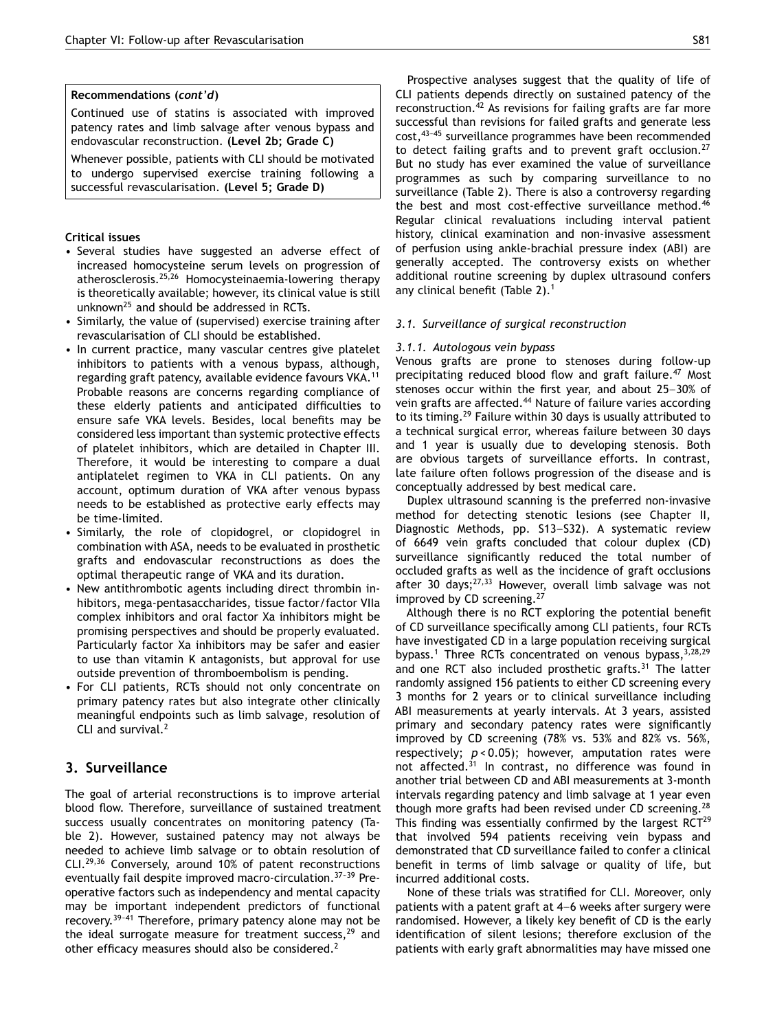**Recommendations (*cont'd*)**

Continued use of statins is associated with improved patency rates and limb salvage after venous bypass and endovascular reconstruction. **(Level 2b; Grade C)**

Whenever possible, patients with CLI should be motivated to undergo supervised exercise training following a successful revascularisation. **(Level 5; Grade D)**

**Critical issues**

- Several studies have suggested an adverse effect of increased homocysteine serum levels on progression of atherosclerosis.[25,26] Homocysteinaemia-lowering therapy is theoretically available; however, its clinical value is still unknown[25] and should be addressed in RCTs.
- Similarly, the value of (supervised) exercise training after revascularisation of CLI should be established.
- In current practice, many vascular centres give platelet inhibitors to patients with a venous bypass, although, regarding graft patency, available evidence favours VKA.[11] Probable reasons are concerns regarding compliance of these elderly patients and anticipated difficulties to ensure safe VKA levels. Besides, local benefits may be considered less important than systemic protective effects of platelet inhibitors, which are detailed in Chapter III. Therefore, it would be interesting to compare a dual antiplatelet regimen to VKA in CLI patients. On any account, optimum duration of VKA after venous bypass needs to be established as protective early effects may be time-limited.
- Similarly, the role of clopidogrel, or clopidogrel in combination with ASA, needs to be evaluated in prosthetic grafts and endovascular reconstructions as does the optimal therapeutic range of VKA and its duration.
- New antithrombotic agents including direct thrombin inhibitors, mega-pentasaccharides, tissue factor/factor VIIa complex inhibitors and oral factor Xa inhibitors might be promising perspectives and should be properly evaluated. Particularly factor Xa inhibitors may be safer and easier to use than vitamin K antagonists, but approval for use outside prevention of thromboembolism is pending.
- For CLI patients, RCTs should not only concentrate on primary patency rates but also integrate other clinically meaningful endpoints such as limb salvage, resolution of CLI and survival.[2]

## 3. Surveillance

The goal of arterial reconstructions is to improve arterial blood flow. Therefore, surveillance of sustained treatment success usually concentrates on monitoring patency (Table 2). However, sustained patency may not always be needed to achieve limb salvage or to obtain resolution of CLI.[29,36] Conversely, around 10% of patent reconstructions eventually fail despite improved macro-circulation.[37–39] Preoperative factors such as independency and mental capacity may be important independent predictors of functional recovery.[39–41] Therefore, primary patency alone may not be the ideal surrogate measure for treatment success,[29] and other efficacy measures should also be considered.[2]

Prospective analyses suggest that the quality of life of CLI patients depends directly on sustained patency of the reconstruction.[42] As revisions for failing grafts are far more successful than revisions for failed grafts and generate less cost,[43–45] surveillance programmes have been recommended to detect failing grafts and to prevent graft occlusion.[27] But no study has ever examined the value of surveillance programmes as such by comparing surveillance to no surveillance (Table 2). There is also a controversy regarding the best and most cost-effective surveillance method.[46] Regular clinical revaluations including interval patient history, clinical examination and non-invasive assessment of perfusion using ankle-brachial pressure index (ABI) are generally accepted. The controversy exists on whether additional routine screening by duplex ultrasound confers any clinical benefit (Table 2).[1]

### *3.1. Surveillance of surgical reconstruction*

#### *3.1.1. Autologous vein bypass*

Venous grafts are prone to stenoses during follow-up precipitating reduced blood flow and graft failure.[47] Most stenoses occur within the first year, and about 25–30% of vein grafts are affected.[44] Nature of failure varies according to its timing.[29] Failure within 30 days is usually attributed to a technical surgical error, whereas failure between 30 days and 1 year is usually due to developing stenosis. Both are obvious targets of surveillance efforts. In contrast, late failure often follows progression of the disease and is conceptually addressed by best medical care.

Duplex ultrasound scanning is the preferred non-invasive method for detecting stenotic lesions (see Chapter II, Diagnostic Methods, pp. S13–S32). A systematic review of 6649 vein grafts concluded that colour duplex (CD) surveillance significantly reduced the total number of occluded grafts as well as the incidence of graft occlusions after 30 days;[27,33] However, overall limb salvage was not improved by CD screening.[27]

Although there is no RCT exploring the potential benefit of CD surveillance specifically among CLI patients, four RCTs have investigated CD in a large population receiving surgical bypass.[1] Three RCTs concentrated on venous bypass,[3,28,29] and one RCT also included prosthetic grafts.[31] The latter randomly assigned 156 patients to either CD screening every 3 months for 2 years or to clinical surveillance including ABI measurements at yearly intervals. At 3 years, assisted primary and secondary patency rates were significantly improved by CD screening (78% vs. 53% and 82% vs. 56%, respectively; $p < 0.05$); however, amputation rates were not affected.[31] In contrast, no difference was found in another trial between CD and ABI measurements at 3-month intervals regarding patency and limb salvage at 1 year even though more grafts had been revised under CD screening.[28] This finding was essentially confirmed by the largest RCT[29] that involved 594 patients receiving vein bypass and demonstrated that CD surveillance failed to confer a clinical benefit in terms of limb salvage or quality of life, but incurred additional costs.

None of these trials was stratified for CLI. Moreover, only patients with a patent graft at 4–6 weeks after surgery were randomised. However, a likely key benefit of CD is the early identification of silent lesions; therefore exclusion of the patients with early graft abnormalities may have missed one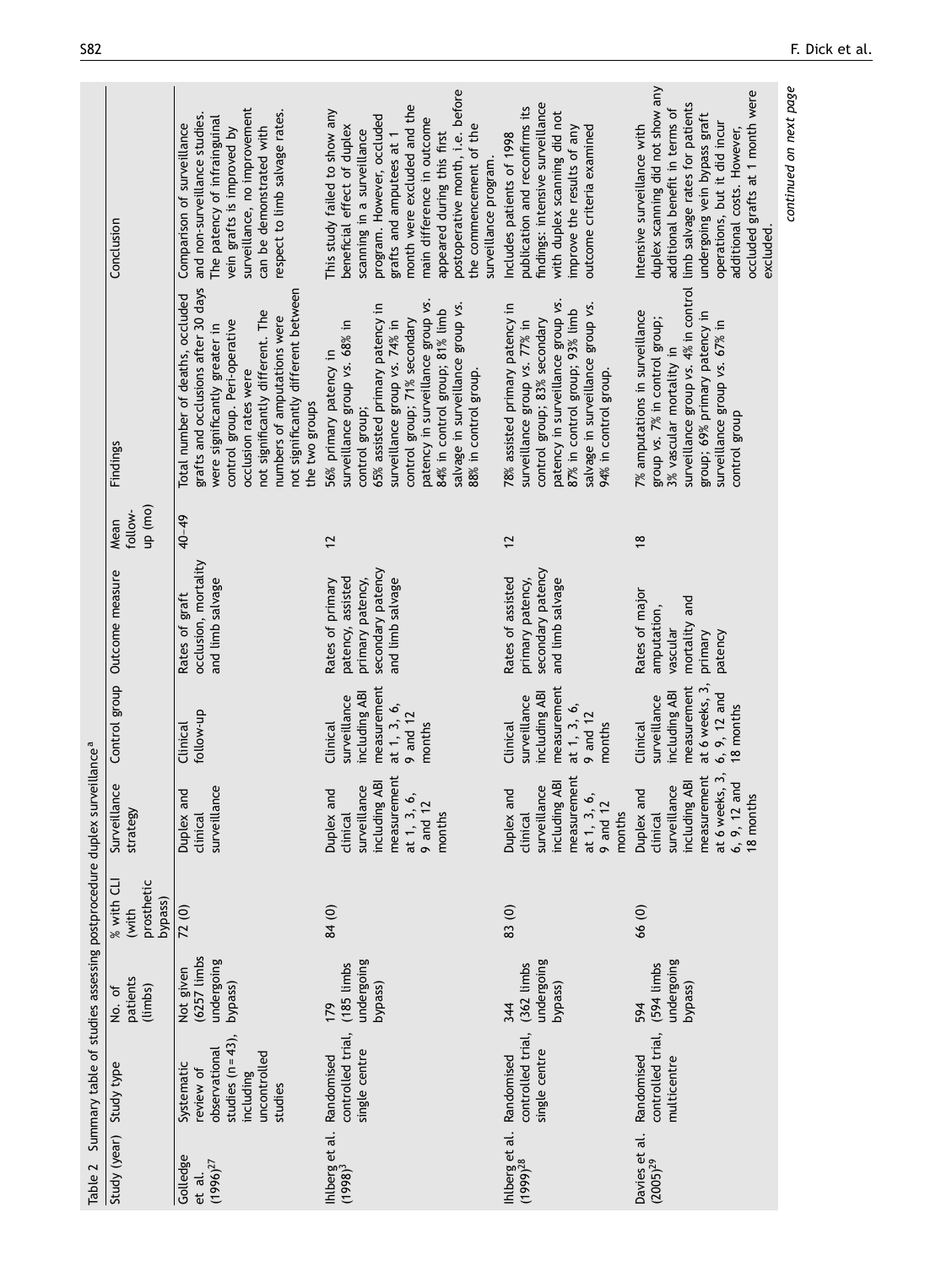Table 2 Summary table of studies assessing postprocedure duplex surveillance[a]

| Study (year) | Study type | No. of patients (limbs) | % with CLI (with prosthetic bypass) | Surveillance strategy | Control group | Outcome measure | Mean follow-up (mo) | Findings | Conclusion |
|---|---|---|---|---|---|---|---|---|---|
| Golledge et al. (1996)[27] | Systematic review of observational studies (n = 43), including uncontrolled studies | Not given (6257 limbs undergoing bypass) | 72 (0) | Duplex and clinical surveillance | Clinical follow-up | Rates of graft occlusion, mortality and limb salvage | 40–49 | Total number of deaths, occluded grafts and occlusions after 30 days were significantly greater in control group. Peri-operative occlusion rates were not significantly different. The numbers of amputations were not significantly different between the two groups | Comparison of surveillance and non-surveillance studies. The patency of infrainguinal vein grafts is improved by surveillance, no improvement can be demonstrated with respect to limb salvage rates. |
| Ihlberg et al. (1998)[3] | Randomised controlled trial, single centre | 179 (185 limbs undergoing bypass) | 84 (0) | Duplex and clinical surveillance including ABI measurement at 1, 3, 6, 9 and 12 months | Clinical surveillance including ABI measurement at 1, 3, 6, 9 and 12 months | Rates of primary patency, assisted primary patency, secondary patency and limb salvage | 12 | 56% primary patency in surveillance group vs. 68% in control group; 65% assisted primary patency in surveillance group vs. 74% in control group; 71% secondary patency in surveillance group vs. 84% in control group; 81% limb salvage in surveillance group vs. 88% in control group. | This study failed to show any beneficial effect of duplex scanning in a surveillance program. However, occluded grafts and amputees at 1 month were excluded and the main difference in outcome appeared during this first postoperative month, i.e. before the commencement of the surveillance program. |
| Ihlberg et al. (1999)[28] | Randomised controlled trial, single centre | 344 (362 limbs undergoing bypass) | 83 (0) | Duplex and clinical surveillance including ABI measurement at 1, 3, 6, 9 and 12 months | Clinical surveillance including ABI measurement at 1, 3, 6, 9 and 12 months | Rates of assisted primary patency, secondary patency and limb salvage | 12 | 78% assisted primary patency in surveillance group vs. 77% in control group; 83% secondary patency in surveillance group vs. 87% in control group; 93% limb salvage in surveillance group vs. 94% in control group. | Includes patients of 1998 publication and reconfirms its findings: intensive surveillance with duplex scanning did not improve the results of any outcome criteria examined |
| Davies et al. (2005)[29] | Randomised controlled trial, multicentre | 594 (594 limbs undergoing bypass) | 66 (0) | Duplex and clinical surveillance including ABI measurement at 6 weeks, 3, 6, 9, 12 and 18 months | Clinical surveillance including ABI measurement at 6 weeks, 3, 6, 9, 12 and 18 months | Rates of major amputation, vascular mortality and primary patency | 18 | 7% amputations in surveillance group vs. 7% in control group; 3% vascular mortality in surveillance group vs. 4% in control group; 69% primary patency in surveillance group vs. 67% in control group | Intensive surveillance with duplex scanning did not show any additional benefit in terms of limb salvage rates for patients undergoing vein bypass graft operations, but it did incur additional costs. However, occluded grafts at 1 month were excluded. |

*continued on next page*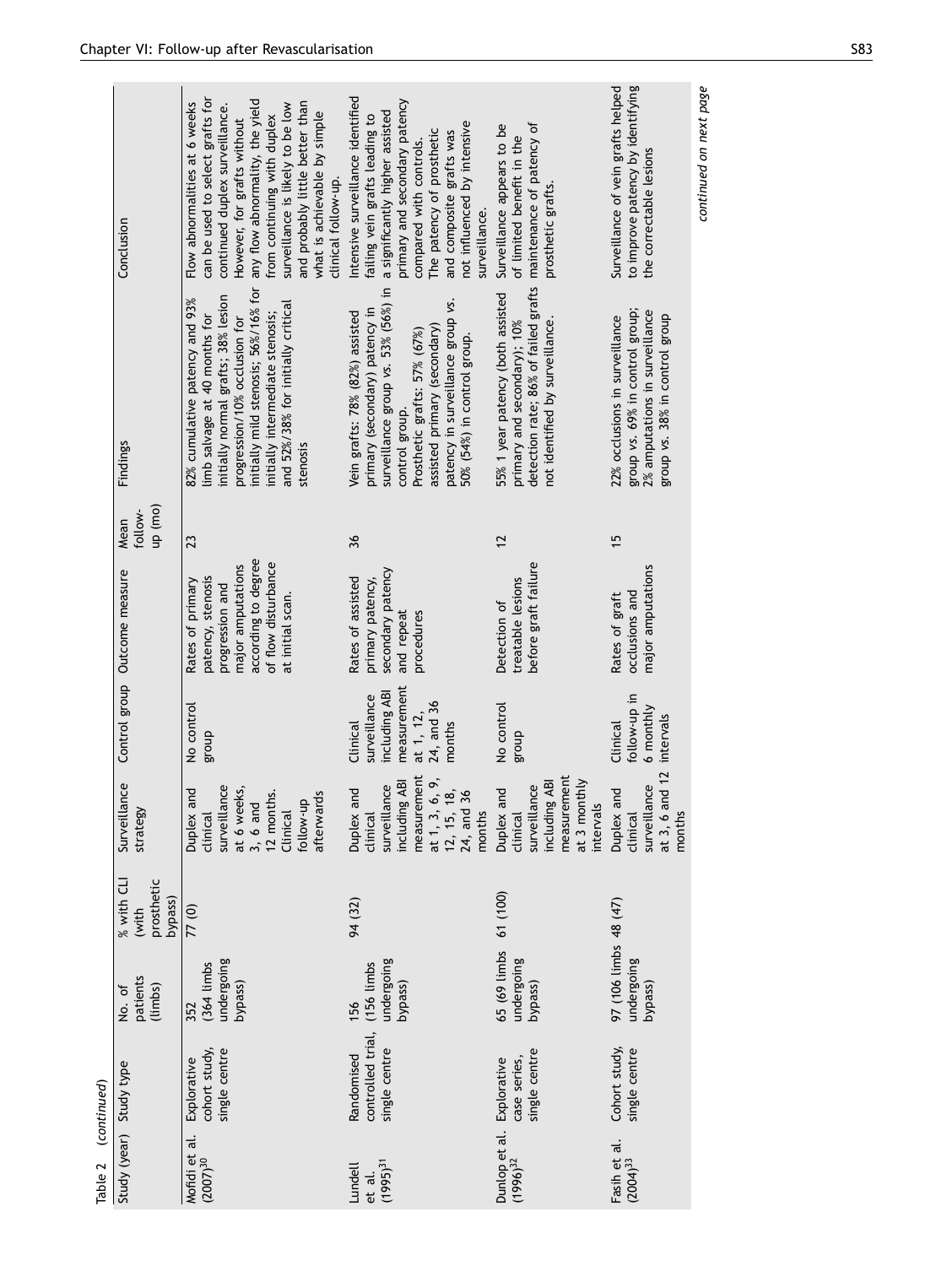Table 2 (continued)

| Study (year) | Study type | No. of patients (limbs) | % with CLI (with prosthetic bypass) | Surveillance strategy | Control group | Outcome measure | Mean follow-up (mo) | Findings | Conclusion |
|---|---|---|---|---|---|---|---|---|---|
| Mofidi et al. (2007)[30] | Explorative cohort study, single centre | 352 (364 limbs undergoing bypass) | 77 (0) | Duplex and clinical surveillance at 6 weeks, 3, 6 and 12 months. Clinical follow-up afterwards | No control group | Rates of primary patency, stenosis progression and major amputations according to degree of flow disturbance at initial scan. | 23 | 82% cumulative patency and 93% limb salvage at 40 months for initially normal grafts; 38% lesion progression/10% occlusion for initially mild stenosis; 56%/16% for initially intermediate stenosis; and 52%/38% for initially critical stenosis | Flow abnormalities at 6 weeks can be used to select grafts for continued duplex surveillance. However, for grafts without any flow abnormality, the yield from continuing with duplex surveillance is likely to be low and probably little better than what is achievable by simple clinical follow-up. |
| Lundell et al. (1995)[31] | Randomised controlled trial, single centre | 156 (156 limbs undergoing bypass) | 94 (32) | Duplex and clinical surveillance including ABI measurement at 1, 3, 6, 9, 12, 15, 18, 24, and 36 months | Clinical surveillance including ABI measurement at 1, 12, 24, and 36 months | Rates of assisted primary patency, secondary patency and repeat procedures | 36 | Vein grafts: 78% (82%) assisted primary (secondary) patency in surveillance group vs. 53% (56%) in control group. Prosthetic grafts: 57% (67%) assisted primary (secondary) patency in surveillance group vs. 50% (54%) in control group. | Intensive surveillance identified failing vein grafts leading to a significantly higher assisted primary and secondary patency compared with controls. The patency of prosthetic and composite grafts was not influenced by intensive surveillance. |
| Dunlop et al. (1996)[32] | Explorative case series, single centre | 65 (69 limbs undergoing bypass) | 61 (100) | Duplex and clinical surveillance including ABI measurement at 3 monthly intervals | No control group | Detection of treatable lesions before graft failure | 12 | 55% 1 year patency (both assisted primary and secondary); 10% detection rate; 86% of failed grafts not identified by surveillance. | Surveillance appears to be of limited benefit in the maintenance of patency of prosthetic grafts. |
| Fasih et al. (2004)[33] | Cohort study, single centre | 97 (106 limbs undergoing bypass) | 48 (47) | Duplex and clinical surveillance at 3, 6 and 12 months | Clinical follow-up in 6 monthly intervals | Rates of graft occlusions and major amputations | 15 | 22% occlusions in surveillance group vs. 69% in control group; 2% amputations in surveillance group vs. 38% in control group | Surveillance of vein grafts helped to improve patency by identifying the correctable lesions |

*continued on next page*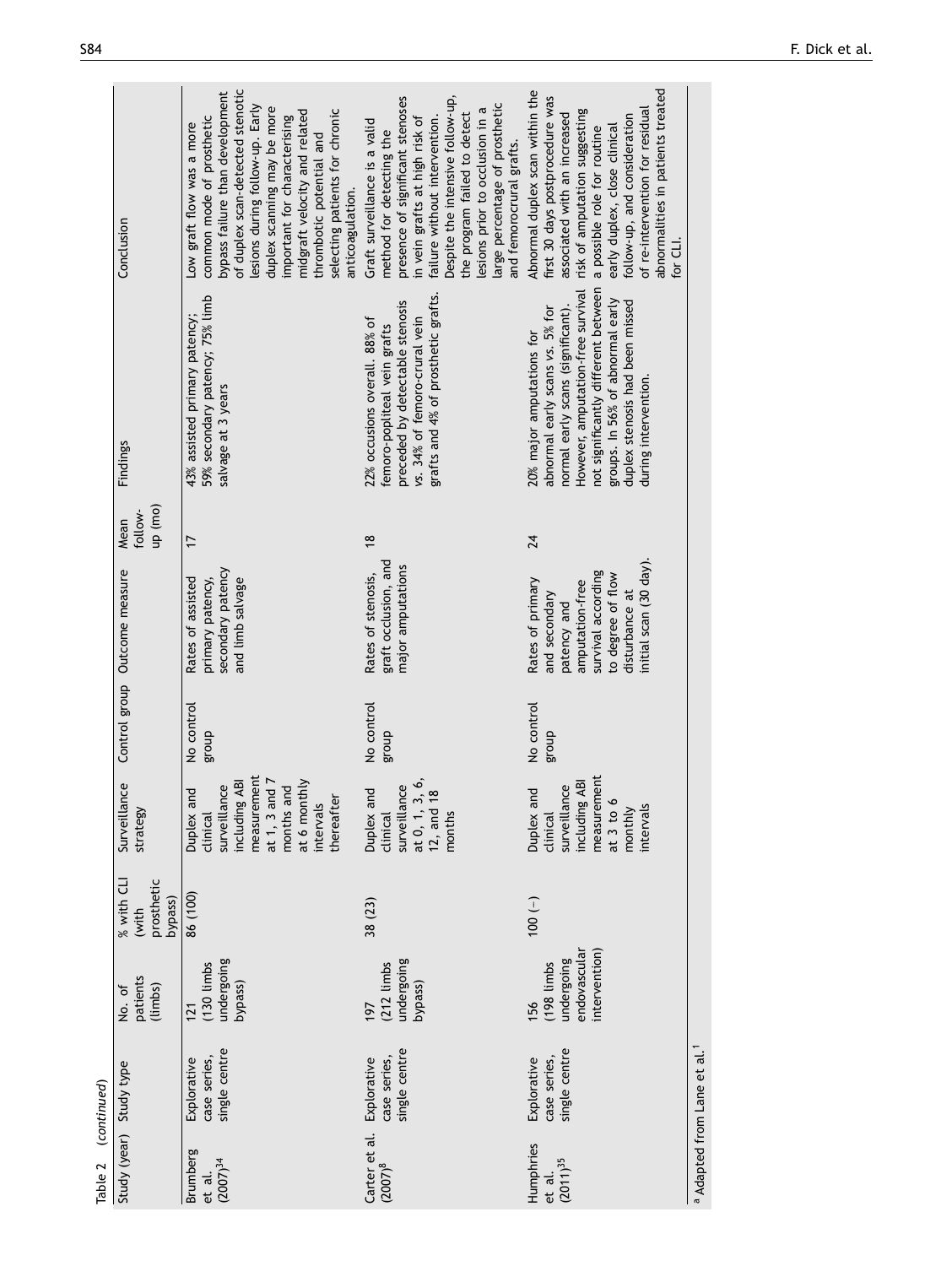Table 2 (continued)

| Study (year) | Study type | No. of patients (limbs) | % with CLI (with prosthetic bypass) | Surveillance strategy | Control group | Outcome measure | Mean follow-up (mo) | Findings | Conclusion |
|---|---|---|---|---|---|---|---|---|---|
| Brumberg et al. (2007)[34] | Explorative case series, single centre | 121 (130 limbs undergoing bypass) | 86 (100) | Duplex and clinical surveillance including ABI measurement at 1, 3 and 7 months and at 6 monthly intervals thereafter | No control group | Rates of assisted primary patency, secondary patency and limb salvage | 17 | 43% assisted primary patency; 59% secondary patency; 75% limb salvage at 3 years | Low graft flow was a more common mode of prosthetic bypass failure than development of duplex scan-detected stenotic lesions during follow-up. Early duplex scanning may be more important for characterising midgraft velocity and related thrombotic potential and selecting patients for chronic anticoagulation. |
| Carter et al. (2007)[8] | Explorative case series, single centre | 197 (212 limbs undergoing bypass) | 38 (23) | Duplex and clinical surveillance at 0, 1, 3, 6, 12, and 18 months | No control group | Rates of stenosis, graft occlusion, and major amputations | 18 | 22% occlusions overall. 88% of femoro-popliteal vein grafts preceded by detectable stenosis vs. 34% of femoro-crural vein grafts and 4% of prosthetic grafts. | Graft surveillance is a valid method for detecting the presence of significant stenoses in vein grafts at high risk of failure without intervention. Despite the intensive follow-up, the program failed to detect lesions prior to occlusion in a large percentage of prosthetic and femorocrural grafts. |
| Humphries et al. (2011)[35] | Explorative case series, single centre | 156 (198 limbs undergoing endovascular intervention) | 100 (–) | Duplex and clinical surveillance including ABI measurement at 3 to 6 monthly intervals | No control group | Rates of primary and secondary patency and amputation-free survival according to degree of flow disturbance at initial scan (30 day). | 24 | 20% major amputations for abnormal early scans vs. 5% for normal early scans (significant). However, amputation-free survival not significantly different between groups. In 56% of abnormal early duplex stenosis had been missed during intervention. | Abnormal duplex scan within the first 30 days postprocedure was associated with an increased risk of amputation suggesting a possible role for routine early duplex, close clinical follow-up, and consideration of re-intervention for residual abnormalities in patients treated for CLI. |

[a] Adapted from Lane et al.[1]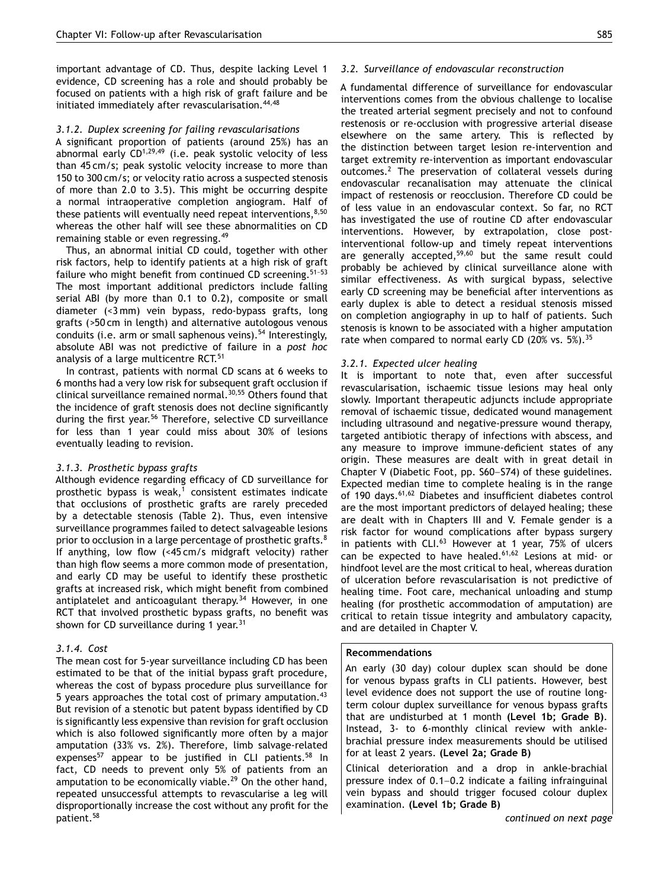important advantage of CD. Thus, despite lacking Level 1 evidence, CD screening has a role and should probably be focused on patients with a high risk of graft failure and be initiated immediately after revascularisation.[44,48]

#### 3.1.2. Duplex screening for failing revascularisations

A significant proportion of patients (around 25%) has an abnormal early CD[1,29,49] (i.e. peak systolic velocity of less than 45 cm/s; peak systolic velocity increase to more than 150 to 300 cm/s; or velocity ratio across a suspected stenosis of more than 2.0 to 3.5). This might be occurring despite a normal intraoperative completion angiogram. Half of these patients will eventually need repeat interventions,[8,50] whereas the other half will see these abnormalities on CD remaining stable or even regressing.[49]

Thus, an abnormal initial CD could, together with other risk factors, help to identify patients at a high risk of graft failure who might benefit from continued CD screening.[51–53] The most important additional predictors include falling serial ABI (by more than 0.1 to 0.2), composite or small diameter (<3 mm) vein bypass, redo-bypass grafts, long grafts (>50 cm in length) and alternative autologous venous conduits (i.e. arm or small saphenous veins).[54] Interestingly, absolute ABI was not predictive of failure in a *post hoc* analysis of a large multicentre RCT.[51]

In contrast, patients with normal CD scans at 6 weeks to 6 months had a very low risk for subsequent graft occlusion if clinical surveillance remained normal.[30,55] Others found that the incidence of graft stenosis does not decline significantly during the first year.[56] Therefore, selective CD surveillance for less than 1 year could miss about 30% of lesions eventually leading to revision.

#### 3.1.3. Prosthetic bypass grafts

Although evidence regarding efficacy of CD surveillance for prosthetic bypass is weak,[1] consistent estimates indicate that occlusions of prosthetic grafts are rarely preceded by a detectable stenosis (Table 2). Thus, even intensive surveillance programmes failed to detect salvageable lesions prior to occlusion in a large percentage of prosthetic grafts.[8] If anything, low flow (<45 cm/s midgraft velocity) rather than high flow seems a more common mode of presentation, and early CD may be useful to identify these prosthetic grafts at increased risk, which might benefit from combined antiplatelet and anticoagulant therapy.[34] However, in one RCT that involved prosthetic bypass grafts, no benefit was shown for CD surveillance during 1 year.[31]

#### 3.1.4. Cost

The mean cost for 5-year surveillance including CD has been estimated to be that of the initial bypass graft procedure, whereas the cost of bypass procedure plus surveillance for 5 years approaches the total cost of primary amputation.[43] But revision of a stenotic but patent bypass identified by CD is significantly less expensive than revision for graft occlusion which is also followed significantly more often by a major amputation (33% vs. 2%). Therefore, limb salvage-related expenses[57] appear to be justified in CLI patients.[58] In fact, CD needs to prevent only 5% of patients from an amputation to be economically viable.[29] On the other hand, repeated unsuccessful attempts to revascularise a leg will disproportionally increase the cost without any profit for the patient.[58]

### 3.2. Surveillance of endovascular reconstruction

A fundamental difference of surveillance for endovascular interventions comes from the obvious challenge to localise the treated arterial segment precisely and not to confound restenosis or re-occlusion with progressive arterial disease elsewhere on the same artery. This is reflected by the distinction between target lesion re-intervention and target extremity re-intervention as important endovascular outcomes.[2] The preservation of collateral vessels during endovascular recanalisation may attenuate the clinical impact of restenosis or reocclusion. Therefore CD could be of less value in an endovascular context. So far, no RCT has investigated the use of routine CD after endovascular interventions. However, by extrapolation, close post-interventional follow-up and timely repeat interventions are generally accepted,[59,60] but the same result could probably be achieved by clinical surveillance alone with similar effectiveness. As with surgical bypass, selective early CD screening may be beneficial after interventions as early duplex is able to detect a residual stenosis missed on completion angiography in up to half of patients. Such stenosis is known to be associated with a higher amputation rate when compared to normal early CD (20% vs. 5%).[35]

#### 3.2.1. Expected ulcer healing

It is important to note that, even after successful revascularisation, ischaemic tissue lesions may heal only slowly. Important therapeutic adjuncts include appropriate removal of ischaemic tissue, dedicated wound management including ultrasound and negative-pressure wound therapy, targeted antibiotic therapy of infections with abscess, and any measure to improve immune-deficient states of any origin. These measures are dealt with in great detail in Chapter V (Diabetic Foot, pp. S60–S74) of these guidelines. Expected median time to complete healing is in the range of 190 days.[61,62] Diabetes and insufficient diabetes control are the most important predictors of delayed healing; these are dealt with in Chapters III and V. Female gender is a risk factor for wound complications after bypass surgery in patients with CLI.[63] However at 1 year, 75% of ulcers can be expected to have healed.[61,62] Lesions at mid- or hindfoot level are the most critical to heal, whereas duration of ulceration before revascularisation is not predictive of healing time. Foot care, mechanical unloading and stump healing (for prosthetic accommodation of amputation) are critical to retain tissue integrity and ambulatory capacity, and are detailed in Chapter V.

**Recommendations**

An early (30 day) colour duplex scan should be done for venous bypass grafts in CLI patients. However, best level evidence does not support the use of routine long-term colour duplex surveillance for venous bypass grafts that are undisturbed at 1 month **(Level 1b; Grade B)**. Instead, 3- to 6-monthly clinical review with ankle-brachial pressure index measurements should be utilised for at least 2 years. **(Level 2a; Grade B)**

Clinical deterioration and a drop in ankle-brachial pressure index of 0.1–0.2 indicate a failing infrainguinal vein bypass and should trigger focused colour duplex examination. **(Level 1b; Grade B)**

*continued on next page*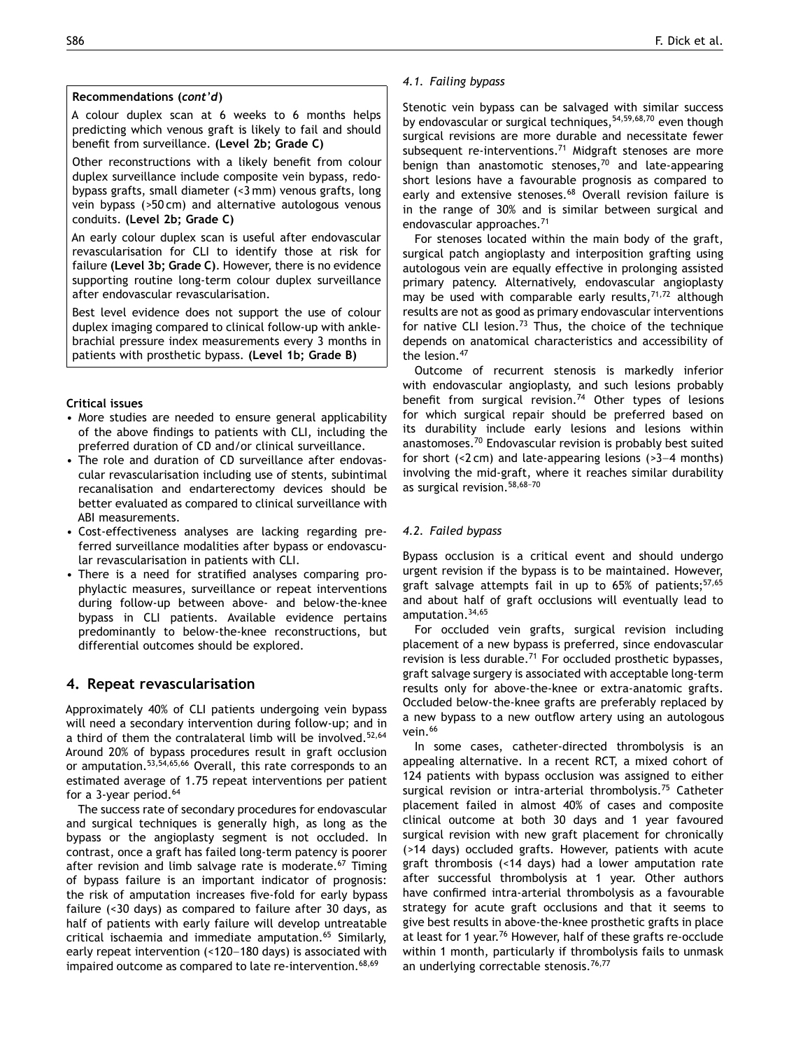**Recommendations (*cont'd*)**

A colour duplex scan at 6 weeks to 6 months helps predicting which venous graft is likely to fail and should benefit from surveillance. **(Level 2b; Grade C)**

Other reconstructions with a likely benefit from colour duplex surveillance include composite vein bypass, redo-bypass grafts, small diameter (<3 mm) venous grafts, long vein bypass (>50 cm) and alternative autologous venous conduits. **(Level 2b; Grade C)**

An early colour duplex scan is useful after endovascular revascularisation for CLI to identify those at risk for failure **(Level 3b; Grade C)**. However, there is no evidence supporting routine long-term colour duplex surveillance after endovascular revascularisation.

Best level evidence does not support the use of colour duplex imaging compared to clinical follow-up with ankle-brachial pressure index measurements every 3 months in patients with prosthetic bypass. **(Level 1b; Grade B)**

**Critical issues**

- More studies are needed to ensure general applicability of the above findings to patients with CLI, including the preferred duration of CD and/or clinical surveillance.
- The role and duration of CD surveillance after endovascular revascularisation including use of stents, subintimal recanalisation and endarterectomy devices should be better evaluated as compared to clinical surveillance with ABI measurements.
- Cost-effectiveness analyses are lacking regarding preferred surveillance modalities after bypass or endovascular revascularisation in patients with CLI.
- There is a need for stratified analyses comparing prophylactic measures, surveillance or repeat interventions during follow-up between above- and below-the-knee bypass in CLI patients. Available evidence pertains predominantly to below-the-knee reconstructions, but differential outcomes should be explored.

## 4. Repeat revascularisation

Approximately 40% of CLI patients undergoing vein bypass will need a secondary intervention during follow-up; and in a third of them the contralateral limb will be involved.[52,64] Around 20% of bypass procedures result in graft occlusion or amputation.[53,54,65,66] Overall, this rate corresponds to an estimated average of 1.75 repeat interventions per patient for a 3-year period.[64]

The success rate of secondary procedures for endovascular and surgical techniques is generally high, as long as the bypass or the angioplasty segment is not occluded. In contrast, once a graft has failed long-term patency is poorer after revision and limb salvage rate is moderate.[67] Timing of bypass failure is an important indicator of prognosis: the risk of amputation increases five-fold for early bypass failure (<30 days) as compared to failure after 30 days, as half of patients with early failure will develop untreatable critical ischaemia and immediate amputation.[65] Similarly, early repeat intervention (<120–180 days) is associated with impaired outcome as compared to late re-intervention.[68,69]

### *4.1. Failing bypass*

Stenotic vein bypass can be salvaged with similar success by endovascular or surgical techniques,[54,59,68,70] even though surgical revisions are more durable and necessitate fewer subsequent re-interventions.[71] Midgraft stenoses are more benign than anastomotic stenoses,[70] and late-appearing short lesions have a favourable prognosis as compared to early and extensive stenoses.[68] Overall revision failure is in the range of 30% and is similar between surgical and endovascular approaches.[71]

For stenoses located within the main body of the graft, surgical patch angioplasty and interposition grafting using autologous vein are equally effective in prolonging assisted primary patency. Alternatively, endovascular angioplasty may be used with comparable early results,[71,72] although results are not as good as primary endovascular interventions for native CLI lesion.[73] Thus, the choice of the technique depends on anatomical characteristics and accessibility of the lesion.[47]

Outcome of recurrent stenosis is markedly inferior with endovascular angioplasty, and such lesions probably benefit from surgical revision.[74] Other types of lesions for which surgical repair should be preferred based on its durability include early lesions and lesions within anastomoses.[70] Endovascular revision is probably best suited for short (<2 cm) and late-appearing lesions (>3–4 months) involving the mid-graft, where it reaches similar durability as surgical revision.[58,68–70]

### *4.2. Failed bypass*

Bypass occlusion is a critical event and should undergo urgent revision if the bypass is to be maintained. However, graft salvage attempts fail in up to 65% of patients;[57,65] and about half of graft occlusions will eventually lead to amputation.[34,65]

For occluded vein grafts, surgical revision including placement of a new bypass is preferred, since endovascular revision is less durable.[71] For occluded prosthetic bypasses, graft salvage surgery is associated with acceptable long-term results only for above-the-knee or extra-anatomic grafts. Occluded below-the-knee grafts are preferably replaced by a new bypass to a new outflow artery using an autologous vein.[66]

In some cases, catheter-directed thrombolysis is an appealing alternative. In a recent RCT, a mixed cohort of 124 patients with bypass occlusion was assigned to either surgical revision or intra-arterial thrombolysis.[75] Catheter placement failed in almost 40% of cases and composite clinical outcome at both 30 days and 1 year favoured surgical revision with new graft placement for chronically (>14 days) occluded grafts. However, patients with acute graft thrombosis (<14 days) had a lower amputation rate after successful thrombolysis at 1 year. Other authors have confirmed intra-arterial thrombolysis as a favourable strategy for acute graft occlusions and that it seems to give best results in above-the-knee prosthetic grafts in place at least for 1 year.[76] However, half of these grafts re-occlude within 1 month, particularly if thrombolysis fails to unmask an underlying correctable stenosis.[76,77]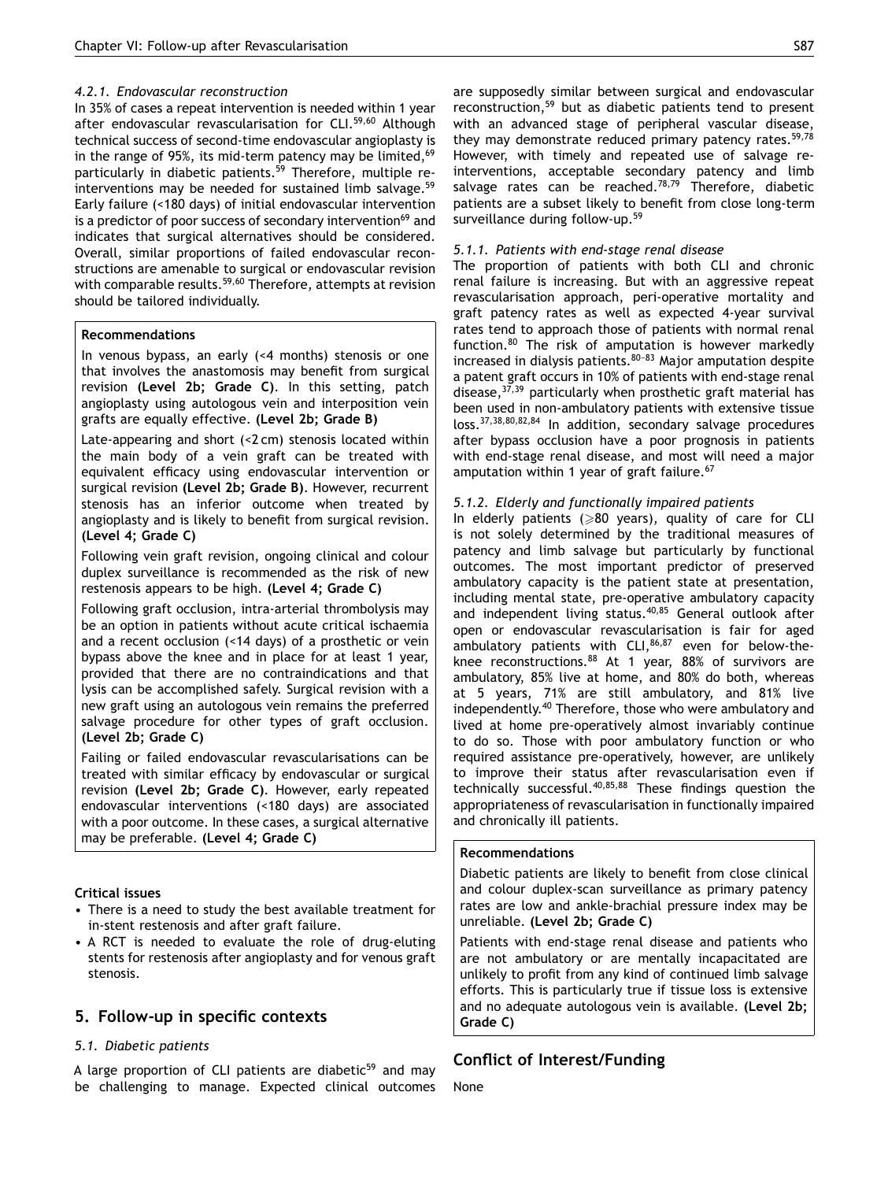#### 4.2.1. Endovascular reconstruction

In 35% of cases a repeat intervention is needed within 1 year after endovascular revascularisation for CLI.[59,60] Although technical success of second-time endovascular angioplasty is in the range of 95%, its mid-term patency may be limited,[69] particularly in diabetic patients.[59] Therefore, multiple re-interventions may be needed for sustained limb salvage.[59] Early failure (<180 days) of initial endovascular intervention is a predictor of poor success of secondary intervention[69] and indicates that surgical alternatives should be considered. Overall, similar proportions of failed endovascular reconstructions are amenable to surgical or endovascular revision with comparable results.[59,60] Therefore, attempts at revision should be tailored individually.

> **Recommendations**
>
> In venous bypass, an early (<4 months) stenosis or one that involves the anastomosis may benefit from surgical revision **(Level 2b; Grade C)**. In this setting, patch angioplasty using autologous vein and interposition vein grafts are equally effective. **(Level 2b; Grade B)**
>
> Late-appearing and short (<2 cm) stenosis located within the main body of a vein graft can be treated with equivalent efficacy using endovascular intervention or surgical revision **(Level 2b; Grade B)**. However, recurrent stenosis has an inferior outcome when treated by angioplasty and is likely to benefit from surgical revision. **(Level 4; Grade C)**
>
> Following vein graft revision, ongoing clinical and colour duplex surveillance is recommended as the risk of new restenosis appears to be high. **(Level 4; Grade C)**
>
> Following graft occlusion, intra-arterial thrombolysis may be an option in patients without acute critical ischaemia and a recent occlusion (<14 days) of a prosthetic or vein bypass above the knee and in place for at least 1 year, provided that there are no contraindications and that lysis can be accomplished safely. Surgical revision with a new graft using an autologous vein remains the preferred salvage procedure for other types of graft occlusion. **(Level 2b; Grade C)**
>
> Failing or failed endovascular revascularisations can be treated with similar efficacy by endovascular or surgical revision **(Level 2b; Grade C)**. However, early repeated endovascular interventions (<180 days) are associated with a poor outcome. In these cases, a surgical alternative may be preferable. **(Level 4; Grade C)**

**Critical issues**

- There is a need to study the best available treatment for in-stent restenosis and after graft failure.
- A RCT is needed to evaluate the role of drug-eluting stents for restenosis after angioplasty and for venous graft stenosis.

## 5. Follow-up in specific contexts

### 5.1. Diabetic patients

A large proportion of CLI patients are diabetic[59] and may be challenging to manage. Expected clinical outcomes are supposedly similar between surgical and endovascular reconstruction,[59] but as diabetic patients tend to present with an advanced stage of peripheral vascular disease, they may demonstrate reduced primary patency rates.[59,78] However, with timely and repeated use of salvage re-interventions, acceptable secondary patency and limb salvage rates can be reached.[78,79] Therefore, diabetic patients are a subset likely to benefit from close long-term surveillance during follow-up.[59]

#### 5.1.1. Patients with end-stage renal disease

The proportion of patients with both CLI and chronic renal failure is increasing. But with an aggressive repeat revascularisation approach, peri-operative mortality and graft patency rates as well as expected 4-year survival rates tend to approach those of patients with normal renal function.[80] The risk of amputation is however markedly increased in dialysis patients.[80–83] Major amputation despite a patent graft occurs in 10% of patients with end-stage renal disease,[37,39] particularly when prosthetic graft material has been used in non-ambulatory patients with extensive tissue loss.[37,38,80,82,84] In addition, secondary salvage procedures after bypass occlusion have a poor prognosis in patients with end-stage renal disease, and most will need a major amputation within 1 year of graft failure.[67]

#### 5.1.2. Elderly and functionally impaired patients

In elderly patients (⩾80 years), quality of care for CLI is not solely determined by the traditional measures of patency and limb salvage but particularly by functional outcomes. The most important predictor of preserved ambulatory capacity is the patient state at presentation, including mental state, pre-operative ambulatory capacity and independent living status.[40,85] General outlook after open or endovascular revascularisation is fair for aged ambulatory patients with CLI,[86,87] even for below-the-knee reconstructions.[88] At 1 year, 88% of survivors are ambulatory, 85% live at home, and 80% do both, whereas at 5 years, 71% are still ambulatory, and 81% live independently.[40] Therefore, those who were ambulatory and lived at home pre-operatively almost invariably continue to do so. Those with poor ambulatory function or who required assistance pre-operatively, however, are unlikely to improve their status after revascularisation even if technically successful.[40,85,88] These findings question the appropriateness of revascularisation in functionally impaired and chronically ill patients.

> **Recommendations**
>
> Diabetic patients are likely to benefit from close clinical and colour duplex-scan surveillance as primary patency rates are low and ankle-brachial pressure index may be unreliable. **(Level 2b; Grade C)**
>
> Patients with end-stage renal disease and patients who are not ambulatory or are mentally incapacitated are unlikely to profit from any kind of continued limb salvage efforts. This is particularly true if tissue loss is extensive and no adequate autologous vein is available. **(Level 2b; Grade C)**

## Conflict of Interest/Funding

None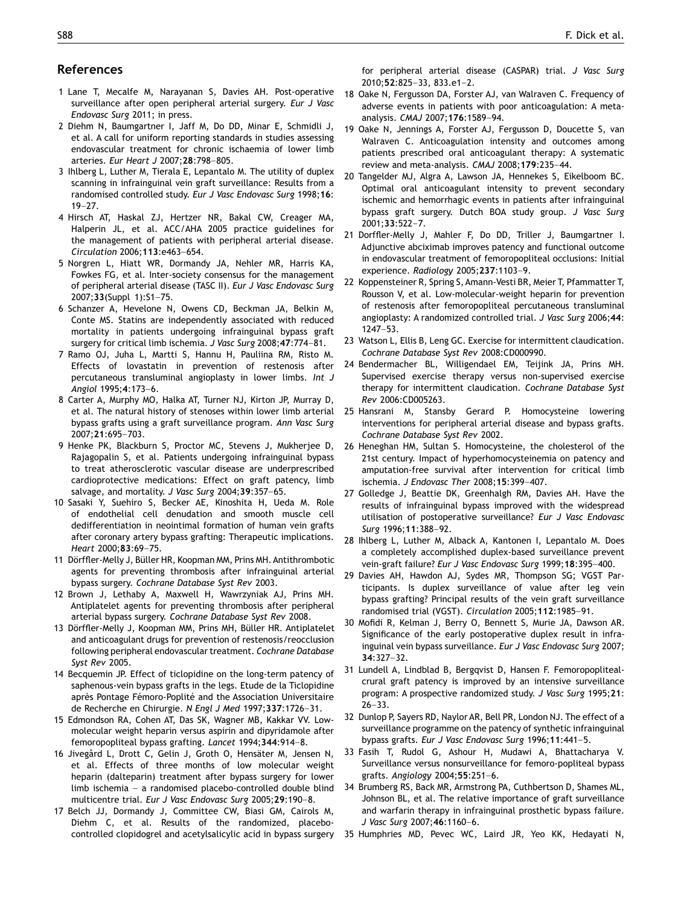## References

1 Lane T, Mecalfe M, Narayanan S, Davies AH. Post-operative surveillance after open peripheral arterial surgery. *Eur J Vasc Endovasc Surg* 2011; in press.

2 Diehm N, Baumgartner I, Jaff M, Do DD, Minar E, Schmidli J, et al. A call for uniform reporting standards in studies assessing endovascular treatment for chronic ischaemia of lower limb arteries. *Eur Heart J* 2007;**28**:798–805.

3 Ihlberg L, Luther M, Tierala E, Lepantalo M. The utility of duplex scanning in infrainguinal vein graft surveillance: Results from a randomised controlled study. *Eur J Vasc Endovasc Surg* 1998;**16**: 19–27.

4 Hirsch AT, Haskal ZJ, Hertzer NR, Bakal CW, Creager MA, Halperin JL, et al. ACC/AHA 2005 practice guidelines for the management of patients with peripheral arterial disease. *Circulation* 2006;**113**:e463–654.

5 Norgren L, Hiatt WR, Dormandy JA, Nehler MR, Harris KA, Fowkes FG, et al. Inter-society consensus for the management of peripheral arterial disease (TASC II). *Eur J Vasc Endovasc Surg* 2007;**33**(Suppl 1):S1–75.

6 Schanzer A, Hevelone N, Owens CD, Beckman JA, Belkin M, Conte MS. Statins are independently associated with reduced mortality in patients undergoing infrainguinal bypass graft surgery for critical limb ischemia. *J Vasc Surg* 2008;**47**:774–81.

7 Ramo OJ, Juha L, Martti S, Hannu H, Pauliina RM, Risto M. Effects of lovastatin in prevention of restenosis after percutaneous transluminal angioplasty in lower limbs. *Int J Angiol* 1995;**4**:173–6.

8 Carter A, Murphy MO, Halka AT, Turner NJ, Kirton JP, Murray D, et al. The natural history of stenoses within lower limb arterial bypass grafts using a graft surveillance program. *Ann Vasc Surg* 2007;**21**:695–703.

9 Henke PK, Blackburn S, Proctor MC, Stevens J, Mukherjee D, Rajagopalin S, et al. Patients undergoing infrainguinal bypass to treat atherosclerotic vascular disease are underprescribed cardioprotective medications: Effect on graft patency, limb salvage, and mortality. *J Vasc Surg* 2004;**39**:357–65.

10 Sasaki Y, Suehiro S, Becker AE, Kinoshita H, Ueda M. Role of endothelial cell denudation and smooth muscle cell dedifferentiation in neointimal formation of human vein grafts after coronary artery bypass grafting: Therapeutic implications. *Heart* 2000;**83**:69–75.

11 Dörffler-Melly J, Büller HR, Koopman MM, Prins MH. Antithrombotic agents for preventing thrombosis after infrainguinal arterial bypass surgery. *Cochrane Database Syst Rev* 2003.

12 Brown J, Lethaby A, Maxwell H, Wawrzyniak AJ, Prins MH. Antiplatelet agents for preventing thrombosis after peripheral arterial bypass surgery. *Cochrane Database Syst Rev* 2008.

13 Dörffler-Melly J, Koopman MM, Prins MH, Büller HR. Antiplatelet and anticoagulant drugs for prevention of restenosis/reocclusion following peripheral endovascular treatment. *Cochrane Database Syst Rev* 2005.

14 Becquemin JP. Effect of ticlopidine on the long-term patency of saphenous-vein bypass grafts in the legs. Etude de la Ticlopidine après Pontage Fémoro-Poplité and the Association Universitaire de Recherche en Chirurgie. *N Engl J Med* 1997;**337**:1726–31.

15 Edmondson RA, Cohen AT, Das SK, Wagner MB, Kakkar VV. Low-molecular weight heparin versus aspirin and dipyridamole after femoropopliteal bypass grafting. *Lancet* 1994;**344**:914–8.

16 Jivegård L, Drott C, Gelin J, Groth O, Hensäter M, Jensen N, et al. Effects of three months of low molecular weight heparin (dalteparin) treatment after bypass surgery for lower limb ischemia – a randomised placebo-controlled double blind multicentre trial. *Eur J Vasc Endovasc Surg* 2005;**29**:190–8.

17 Belch JJ, Dormandy J, Committee CW, Biasi GM, Cairols M, Diehm C, et al. Results of the randomized, placebo-controlled clopidogrel and acetylsalicylic acid in bypass surgery for peripheral arterial disease (CASPAR) trial. *J Vasc Surg* 2010;**52**:825–33, 833.e1–2.

18 Oake N, Fergusson DA, Forster AJ, van Walraven C. Frequency of adverse events in patients with poor anticoagulation: A meta-analysis. *CMAJ* 2007;**176**:1589–94.

19 Oake N, Jennings A, Forster AJ, Fergusson D, Doucette S, van Walraven C. Anticoagulation intensity and outcomes among patients prescribed oral anticoagulant therapy: A systematic review and meta-analysis. *CMAJ* 2008;**179**:235–44.

20 Tangelder MJ, Algra A, Lawson JA, Hennekes S, Eikelboom BC. Optimal oral anticoagulant intensity to prevent secondary ischemic and hemorrhagic events in patients after infrainguinal bypass graft surgery. Dutch BOA study group. *J Vasc Surg* 2001;**33**:522–7.

21 Dorffler-Melly J, Mahler F, Do DD, Triller J, Baumgartner I. Adjunctive abciximab improves patency and functional outcome in endovascular treatment of femoropopliteal occlusions: Initial experience. *Radiology* 2005;**237**:1103–9.

22 Koppensteiner R, Spring S, Amann-Vesti BR, Meier T, Pfammatter T, Rousson V, et al. Low-molecular-weight heparin for prevention of restenosis after femoropopliteal percutaneous transluminal angioplasty: A randomized controlled trial. *J Vasc Surg* 2006;**44**: 1247–53.

23 Watson L, Ellis B, Leng GC. Exercise for intermittent claudication. *Cochrane Database Syst Rev* 2008:CD000990.

24 Bendermacher BL, Willigendael EM, Teijink JA, Prins MH. Supervised exercise therapy versus non-supervised exercise therapy for intermittent claudication. *Cochrane Database Syst Rev* 2006:CD005263.

25 Hansrani M, Stansby Gerard P. Homocysteine lowering interventions for peripheral arterial disease and bypass grafts. *Cochrane Database Syst Rev* 2002.

26 Heneghan HM, Sultan S. Homocysteine, the cholesterol of the 21st century. Impact of hyperhomocysteinemia on patency and amputation-free survival after intervention for critical limb ischemia. *J Endovasc Ther* 2008;**15**:399–407.

27 Golledge J, Beattie DK, Greenhalgh RM, Davies AH. Have the results of infrainguinal bypass improved with the widespread utilisation of postoperative surveillance? *Eur J Vasc Endovasc Surg* 1996;**11**:388–92.

28 Ihlberg L, Luther M, Alback A, Kantonen I, Lepantalo M. Does a completely accomplished duplex-based surveillance prevent vein-graft failure? *Eur J Vasc Endovasc Surg* 1999;**18**:395–400.

29 Davies AH, Hawdon AJ, Sydes MR, Thompson SG; VGST Participants. Is duplex surveillance of value after leg vein bypass grafting? Principal results of the vein graft surveillance randomised trial (VGST). *Circulation* 2005;**112**:1985–91.

30 Mofidi R, Kelman J, Berry O, Bennett S, Murie JA, Dawson AR. Significance of the early postoperative duplex result in infrainguinal vein bypass surveillance. *Eur J Vasc Endovasc Surg* 2007; **34**:327–32.

31 Lundell A, Lindblad B, Bergqvist D, Hansen F. Femoropopliteal-crural graft patency is improved by an intensive surveillance program: A prospective randomized study. *J Vasc Surg* 1995;**21**: 26–33.

32 Dunlop P, Sayers RD, Naylor AR, Bell PR, London NJ. The effect of a surveillance programme on the patency of synthetic infrainguinal bypass grafts. *Eur J Vasc Endovasc Surg* 1996;**11**:441–5.

33 Fasih T, Rudol G, Ashour H, Mudawi A, Bhattacharya V. Surveillance versus nonsurveillance for femoro-popliteal bypass grafts. *Angiology* 2004;**55**:251–6.

34 Brumberg RS, Back MR, Armstrong PA, Cuthbertson D, Shames ML, Johnson BL, et al. The relative importance of graft surveillance and warfarin therapy in infrainguinal prosthetic bypass failure. *J Vasc Surg* 2007;**46**:1160–6.

35 Humphries MD, Pevec WC, Laird JR, Yeo KK, Hedayati N,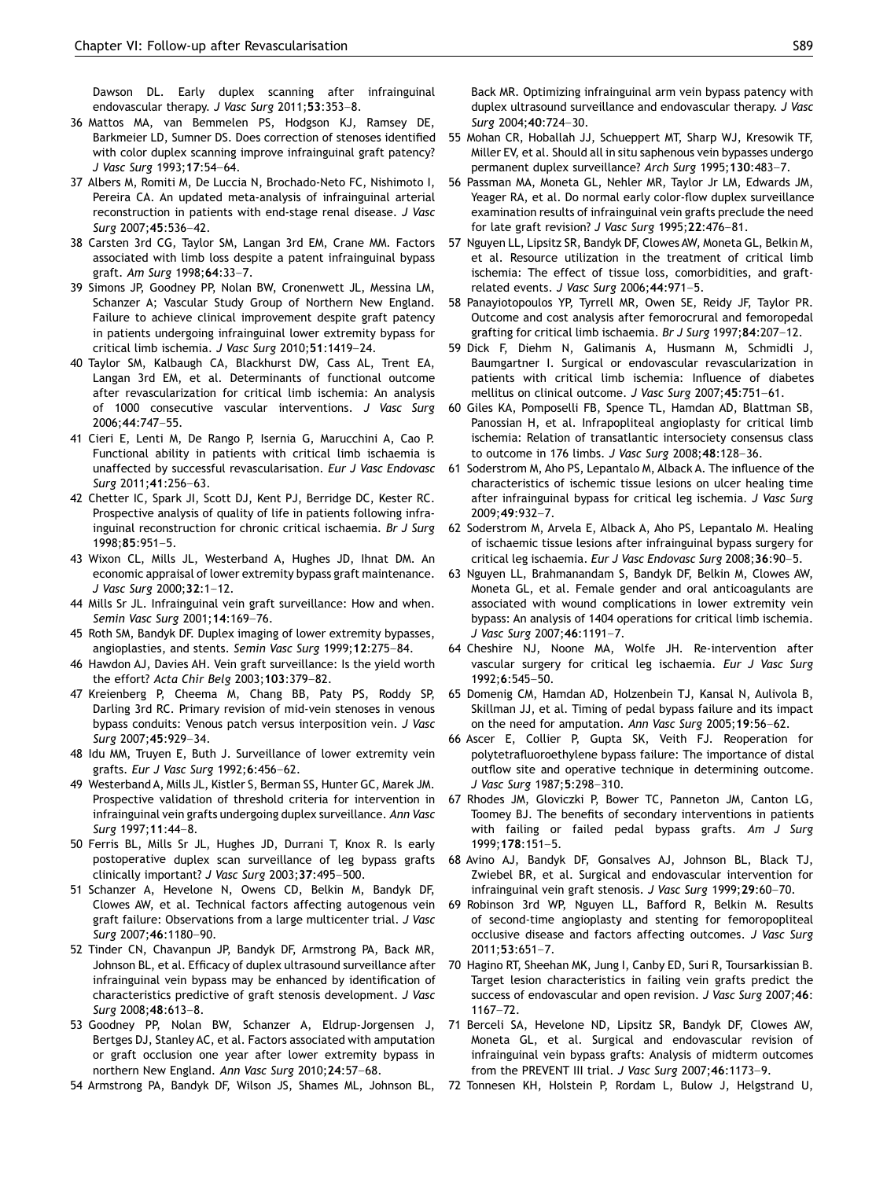Dawson DL. Early duplex scanning after infrainguinal endovascular therapy. *J Vasc Surg* 2011;**53**:353–8.

36 Mattos MA, van Bemmelen PS, Hodgson KJ, Ramsey DE, Barkmeier LD, Sumner DS. Does correction of stenoses identified with color duplex scanning improve infrainguinal graft patency? *J Vasc Surg* 1993;**17**:54–64.

37 Albers M, Romiti M, De Luccia N, Brochado-Neto FC, Nishimoto I, Pereira CA. An updated meta-analysis of infrainguinal arterial reconstruction in patients with end-stage renal disease. *J Vasc Surg* 2007;**45**:536–42.

38 Carsten 3rd CG, Taylor SM, Langan 3rd EM, Crane MM. Factors associated with limb loss despite a patent infrainguinal bypass graft. *Am Surg* 1998;**64**:33–7.

39 Simons JP, Goodney PP, Nolan BW, Cronenwett JL, Messina LM, Schanzer A; Vascular Study Group of Northern New England. Failure to achieve clinical improvement despite graft patency in patients undergoing infrainguinal lower extremity bypass for critical limb ischemia. *J Vasc Surg* 2010;**51**:1419–24.

40 Taylor SM, Kalbaugh CA, Blackhurst DW, Cass AL, Trent EA, Langan 3rd EM, et al. Determinants of functional outcome after revascularization for critical limb ischemia: An analysis of 1000 consecutive vascular interventions. *J Vasc Surg* 2006;**44**:747–55.

41 Cieri E, Lenti M, De Rango P, Isernia G, Marucchini A, Cao P. Functional ability in patients with critical limb ischaemia is unaffected by successful revascularisation. *Eur J Vasc Endovasc Surg* 2011;**41**:256–63.

42 Chetter IC, Spark JI, Scott DJ, Kent PJ, Berridge DC, Kester RC. Prospective analysis of quality of life in patients following infrainguinal reconstruction for chronic critical ischaemia. *Br J Surg* 1998;**85**:951–5.

43 Wixon CL, Mills JL, Westerband A, Hughes JD, Ihnat DM. An economic appraisal of lower extremity bypass graft maintenance. *J Vasc Surg* 2000;**32**:1–12.

44 Mills Sr JL. Infrainguinal vein graft surveillance: How and when. *Semin Vasc Surg* 2001;**14**:169–76.

45 Roth SM, Bandyk DF. Duplex imaging of lower extremity bypasses, angioplasties, and stents. *Semin Vasc Surg* 1999;**12**:275–84.

46 Hawdon AJ, Davies AH. Vein graft surveillance: Is the yield worth the effort? *Acta Chir Belg* 2003;**103**:379–82.

47 Kreienberg P, Cheema M, Chang BB, Paty PS, Roddy SP, Darling 3rd RC. Primary revision of mid-vein stenoses in venous bypass conduits: Venous patch versus interposition vein. *J Vasc Surg* 2007;**45**:929–34.

48 Idu MM, Truyen E, Buth J. Surveillance of lower extremity vein grafts. *Eur J Vasc Surg* 1992;**6**:456–62.

49 Westerband A, Mills JL, Kistler S, Berman SS, Hunter GC, Marek JM. Prospective validation of threshold criteria for intervention in infrainguinal vein grafts undergoing duplex surveillance. *Ann Vasc Surg* 1997;**11**:44–8.

50 Ferris BL, Mills Sr JL, Hughes JD, Durrani T, Knox R. Is early postoperative duplex scan surveillance of leg bypass grafts clinically important? *J Vasc Surg* 2003;**37**:495–500.

51 Schanzer A, Hevelone N, Owens CD, Belkin M, Bandyk DF, Clowes AW, et al. Technical factors affecting autogenous vein graft failure: Observations from a large multicenter trial. *J Vasc Surg* 2007;**46**:1180–90.

52 Tinder CN, Chavanpun JP, Bandyk DF, Armstrong PA, Back MR, Johnson BL, et al. Efficacy of duplex ultrasound surveillance after infrainguinal vein bypass may be enhanced by identification of characteristics predictive of graft stenosis development. *J Vasc Surg* 2008;**48**:613–8.

53 Goodney PP, Nolan BW, Schanzer A, Eldrup-Jorgensen J, Bertges DJ, Stanley AC, et al. Factors associated with amputation or graft occlusion one year after lower extremity bypass in northern New England. *Ann Vasc Surg* 2010;**24**:57–68.

54 Armstrong PA, Bandyk DF, Wilson JS, Shames ML, Johnson BL, Back MR. Optimizing infrainguinal arm vein bypass patency with duplex ultrasound surveillance and endovascular therapy. *J Vasc Surg* 2004;**40**:724–30.

55 Mohan CR, Hoballah JJ, Schueppert MT, Sharp WJ, Kresowik TF, Miller EV, et al. Should all in situ saphenous vein bypasses undergo permanent duplex surveillance? *Arch Surg* 1995;**130**:483–7.

56 Passman MA, Moneta GL, Nehler MR, Taylor Jr LM, Edwards JM, Yeager RA, et al. Do normal early color-flow duplex surveillance examination results of infrainguinal vein grafts preclude the need for late graft revision? *J Vasc Surg* 1995;**22**:476–81.

57 Nguyen LL, Lipsitz SR, Bandyk DF, Clowes AW, Moneta GL, Belkin M, et al. Resource utilization in the treatment of critical limb ischemia: The effect of tissue loss, comorbidities, and graft-related events. *J Vasc Surg* 2006;**44**:971–5.

58 Panayiotopoulos YP, Tyrrell MR, Owen SE, Reidy JF, Taylor PR. Outcome and cost analysis after femorocrural and femoropedal grafting for critical limb ischaemia. *Br J Surg* 1997;**84**:207–12.

59 Dick F, Diehm N, Galimanis A, Husmann M, Schmidli J, Baumgartner I. Surgical or endovascular revascularization in patients with critical limb ischemia: Influence of diabetes mellitus on clinical outcome. *J Vasc Surg* 2007;**45**:751–61.

60 Giles KA, Pomposelli FB, Spence TL, Hamdan AD, Blattman SB, Panossian H, et al. Infrapopliteal angioplasty for critical limb ischemia: Relation of transatlantic intersociety consensus class to outcome in 176 limbs. *J Vasc Surg* 2008;**48**:128–36.

61 Soderstrom M, Aho PS, Lepantalo M, Alback A. The influence of the characteristics of ischemic tissue lesions on ulcer healing time after infrainguinal bypass for critical leg ischemia. *J Vasc Surg* 2009;**49**:932–7.

62 Soderstrom M, Arvela E, Alback A, Aho PS, Lepantalo M. Healing of ischaemic tissue lesions after infrainguinal bypass surgery for critical leg ischaemia. *Eur J Vasc Endovasc Surg* 2008;**36**:90–5.

63 Nguyen LL, Brahmanandam S, Bandyk DF, Belkin M, Clowes AW, Moneta GL, et al. Female gender and oral anticoagulants are associated with wound complications in lower extremity vein bypass: An analysis of 1404 operations for critical limb ischemia. *J Vasc Surg* 2007;**46**:1191–7.

64 Cheshire NJ, Noone MA, Wolfe JH. Re-intervention after vascular surgery for critical leg ischaemia. *Eur J Vasc Surg* 1992;**6**:545–50.

65 Domenig CM, Hamdan AD, Holzenbein TJ, Kansal N, Aulivola B, Skillman JJ, et al. Timing of pedal bypass failure and its impact on the need for amputation. *Ann Vasc Surg* 2005;**19**:56–62.

66 Ascer E, Collier P, Gupta SK, Veith FJ. Reoperation for polytetrafluoroethylene bypass failure: The importance of distal outflow site and operative technique in determining outcome. *J Vasc Surg* 1987;**5**:298–310.

67 Rhodes JM, Gloviczki P, Bower TC, Panneton JM, Canton LG, Toomey BJ. The benefits of secondary interventions in patients with failing or failed pedal bypass grafts. *Am J Surg* 1999;**178**:151–5.

68 Avino AJ, Bandyk DF, Gonsalves AJ, Johnson BL, Black TJ, Zwiebel BR, et al. Surgical and endovascular intervention for infrainguinal vein graft stenosis. *J Vasc Surg* 1999;**29**:60–70.

69 Robinson 3rd WP, Nguyen LL, Bafford R, Belkin M. Results of second-time angioplasty and stenting for femoropopliteal occlusive disease and factors affecting outcomes. *J Vasc Surg* 2011;**53**:651–7.

70 Hagino RT, Sheehan MK, Jung I, Canby ED, Suri R, Toursarkissian B. Target lesion characteristics in failing vein grafts predict the success of endovascular and open revision. *J Vasc Surg* 2007;**46**:1167–72.

71 Berceli SA, Hevelone ND, Lipsitz SR, Bandyk DF, Clowes AW, Moneta GL, et al. Surgical and endovascular revision of infrainguinal vein bypass grafts: Analysis of midterm outcomes from the PREVENT III trial. *J Vasc Surg* 2007;**46**:1173–9.

72 Tonnesen KH, Holstein P, Rordam L, Bulow J, Helgstrand U,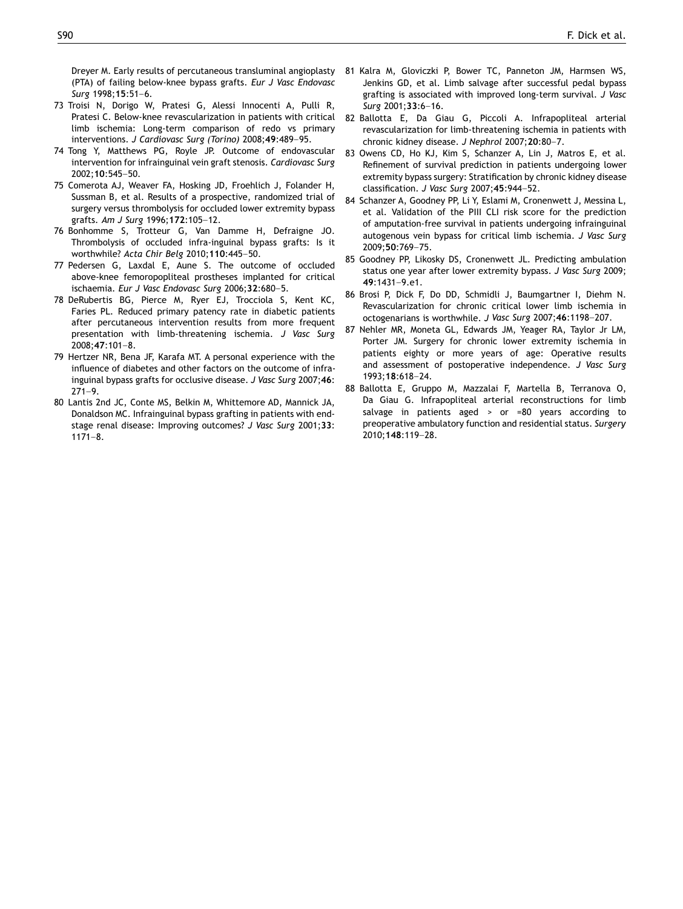Dreyer M. Early results of percutaneous transluminal angioplasty (PTA) of failing below-knee bypass grafts. *Eur J Vasc Endovasc Surg* 1998;**15**:51–6.

73 Troisi N, Dorigo W, Pratesi G, Alessi Innocenti A, Pulli R, Pratesi C. Below-knee revascularization in patients with critical limb ischemia: Long-term comparison of redo vs primary interventions. *J Cardiovasc Surg (Torino)* 2008;**49**:489–95.

74 Tong Y, Matthews PG, Royle JP. Outcome of endovascular intervention for infrainguinal vein graft stenosis. *Cardiovasc Surg* 2002;**10**:545–50.

75 Comerota AJ, Weaver FA, Hosking JD, Froehlich J, Folander H, Sussman B, et al. Results of a prospective, randomized trial of surgery versus thrombolysis for occluded lower extremity bypass grafts. *Am J Surg* 1996;**172**:105–12.

76 Bonhomme S, Trotteur G, Van Damme H, Defraigne JO. Thrombolysis of occluded infra-inguinal bypass grafts: Is it worthwhile? *Acta Chir Belg* 2010;**110**:445–50.

77 Pedersen G, Laxdal E, Aune S. The outcome of occluded above-knee femoropopliteal prostheses implanted for critical ischaemia. *Eur J Vasc Endovasc Surg* 2006;**32**:680–5.

78 DeRubertis BG, Pierce M, Ryer EJ, Trocciola S, Kent KC, Faries PL. Reduced primary patency rate in diabetic patients after percutaneous intervention results from more frequent presentation with limb-threatening ischemia. *J Vasc Surg* 2008;**47**:101–8.

79 Hertzer NR, Bena JF, Karafa MT. A personal experience with the influence of diabetes and other factors on the outcome of infrainguinal bypass grafts for occlusive disease. *J Vasc Surg* 2007;**46**: 271–9.

80 Lantis 2nd JC, Conte MS, Belkin M, Whittemore AD, Mannick JA, Donaldson MC. Infrainguinal bypass grafting in patients with endstage renal disease: Improving outcomes? *J Vasc Surg* 2001;**33**: 1171–8.

81 Kalra M, Gloviczki P, Bower TC, Panneton JM, Harmsen WS, Jenkins GD, et al. Limb salvage after successful pedal bypass grafting is associated with improved long-term survival. *J Vasc Surg* 2001;**33**:6–16.

82 Ballotta E, Da Giau G, Piccoli A. Infrapopliteal arterial revascularization for limb-threatening ischemia in patients with chronic kidney disease. *J Nephrol* 2007;**20**:80–7.

83 Owens CD, Ho KJ, Kim S, Schanzer A, Lin J, Matros E, et al. Refinement of survival prediction in patients undergoing lower extremity bypass surgery: Stratification by chronic kidney disease classification. *J Vasc Surg* 2007;**45**:944–52.

84 Schanzer A, Goodney PP, Li Y, Eslami M, Cronenwett J, Messina L, et al. Validation of the PIII CLI risk score for the prediction of amputation-free survival in patients undergoing infrainguinal autogenous vein bypass for critical limb ischemia. *J Vasc Surg* 2009;**50**:769–75.

85 Goodney PP, Likosky DS, Cronenwett JL. Predicting ambulation status one year after lower extremity bypass. *J Vasc Surg* 2009; **49**:1431–9.e1.

86 Brosi P, Dick F, Do DD, Schmidli J, Baumgartner I, Diehm N. Revascularization for chronic critical lower limb ischemia in octogenarians is worthwhile. *J Vasc Surg* 2007;**46**:1198–207.

87 Nehler MR, Moneta GL, Edwards JM, Yeager RA, Taylor Jr LM, Porter JM. Surgery for chronic lower extremity ischemia in patients eighty or more years of age: Operative results and assessment of postoperative independence. *J Vasc Surg* 1993;**18**:618–24.

88 Ballotta E, Gruppo M, Mazzalai F, Martella B, Terranova O, Da Giau G. Infrapopliteal arterial reconstructions for limb salvage in patients aged > or =80 years according to preoperative ambulatory function and residential status. *Surgery* 2010;**148**:119–28.